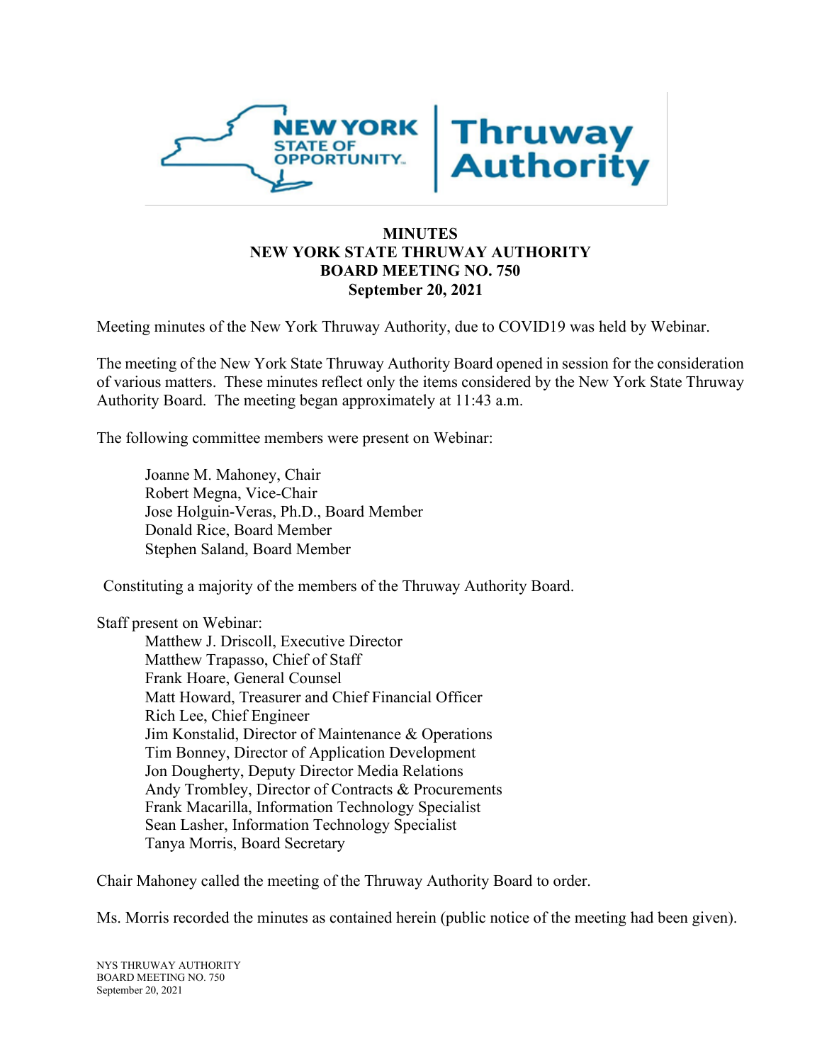**MINUTES**
**NEW YORK STATE THRUWAY AUTHORITY**
**BOARD MEETING NO. 750**
**September 20, 2021**

Meeting minutes of the New York Thruway Authority, due to COVID19 was held by Webinar.

The meeting of the New York State Thruway Authority Board opened in session for the consideration of various matters. These minutes reflect only the items considered by the New York State Thruway Authority Board. The meeting began approximately at 11:43 a.m.

The following committee members were present on Webinar:

Joanne M. Mahoney, Chair
Robert Megna, Vice-Chair
Jose Holguin-Veras, Ph.D., Board Member
Donald Rice, Board Member
Stephen Saland, Board Member

Constituting a majority of the members of the Thruway Authority Board.

Staff present on Webinar:

Matthew J. Driscoll, Executive Director
Matthew Trapasso, Chief of Staff
Frank Hoare, General Counsel
Matt Howard, Treasurer and Chief Financial Officer
Rich Lee, Chief Engineer
Jim Konstalid, Director of Maintenance & Operations
Tim Bonney, Director of Application Development
Jon Dougherty, Deputy Director Media Relations
Andy Trombley, Director of Contracts & Procurements
Frank Macarilla, Information Technology Specialist
Sean Lasher, Information Technology Specialist
Tanya Morris, Board Secretary

Chair Mahoney called the meeting of the Thruway Authority Board to order.

Ms. Morris recorded the minutes as contained herein (public notice of the meeting had been given).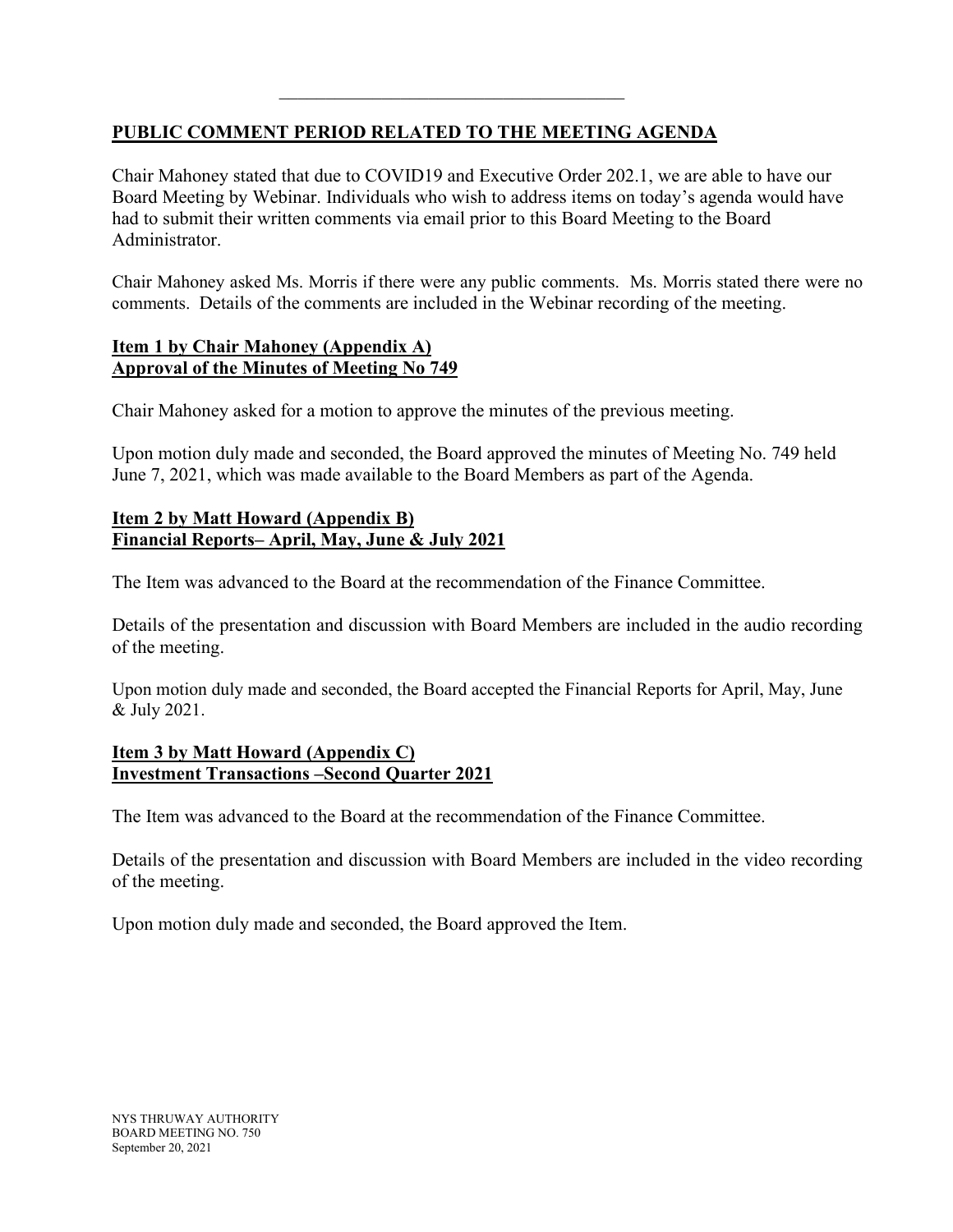## PUBLIC COMMENT PERIOD RELATED TO THE MEETING AGENDA

Chair Mahoney stated that due to COVID19 and Executive Order 202.1, we are able to have our Board Meeting by Webinar. Individuals who wish to address items on today's agenda would have had to submit their written comments via email prior to this Board Meeting to the Board Administrator.

Chair Mahoney asked Ms. Morris if there were any public comments. Ms. Morris stated there were no comments. Details of the comments are included in the Webinar recording of the meeting.

## Item 1 by Chair Mahoney (Appendix A)
## Approval of the Minutes of Meeting No 749

Chair Mahoney asked for a motion to approve the minutes of the previous meeting.

Upon motion duly made and seconded, the Board approved the minutes of Meeting No. 749 held June 7, 2021, which was made available to the Board Members as part of the Agenda.

## Item 2 by Matt Howard (Appendix B)
## Financial Reports– April, May, June & July 2021

The Item was advanced to the Board at the recommendation of the Finance Committee.

Details of the presentation and discussion with Board Members are included in the audio recording of the meeting.

Upon motion duly made and seconded, the Board accepted the Financial Reports for April, May, June & July 2021.

## Item 3 by Matt Howard (Appendix C)
## Investment Transactions –Second Quarter 2021

The Item was advanced to the Board at the recommendation of the Finance Committee.

Details of the presentation and discussion with Board Members are included in the video recording of the meeting.

Upon motion duly made and seconded, the Board approved the Item.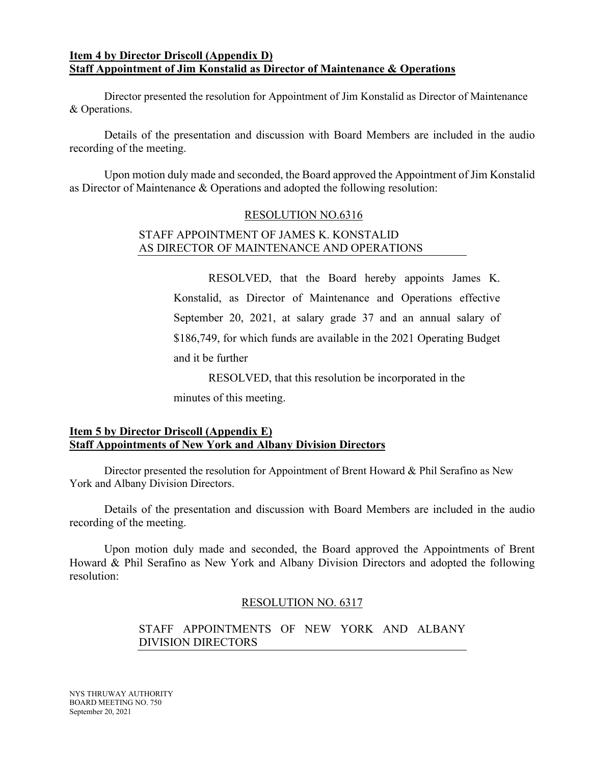**Item 4 by Director Driscoll (Appendix D)**
**Staff Appointment of Jim Konstalid as Director of Maintenance & Operations**

Director presented the resolution for Appointment of Jim Konstalid as Director of Maintenance & Operations.

Details of the presentation and discussion with Board Members are included in the audio recording of the meeting.

Upon motion duly made and seconded, the Board approved the Appointment of Jim Konstalid as Director of Maintenance & Operations and adopted the following resolution:

RESOLUTION NO.6316

STAFF APPOINTMENT OF JAMES K. KONSTALID AS DIRECTOR OF MAINTENANCE AND OPERATIONS

RESOLVED, that the Board hereby appoints James K. Konstalid, as Director of Maintenance and Operations effective September 20, 2021, at salary grade 37 and an annual salary of $186,749, for which funds are available in the 2021 Operating Budget and it be further

RESOLVED, that this resolution be incorporated in the minutes of this meeting.

**Item 5 by Director Driscoll (Appendix E)**
**Staff Appointments of New York and Albany Division Directors**

Director presented the resolution for Appointment of Brent Howard & Phil Serafino as New York and Albany Division Directors.

Details of the presentation and discussion with Board Members are included in the audio recording of the meeting.

Upon motion duly made and seconded, the Board approved the Appointments of Brent Howard & Phil Serafino as New York and Albany Division Directors and adopted the following resolution:

RESOLUTION NO. 6317

STAFF APPOINTMENTS OF NEW YORK AND ALBANY DIVISION DIRECTORS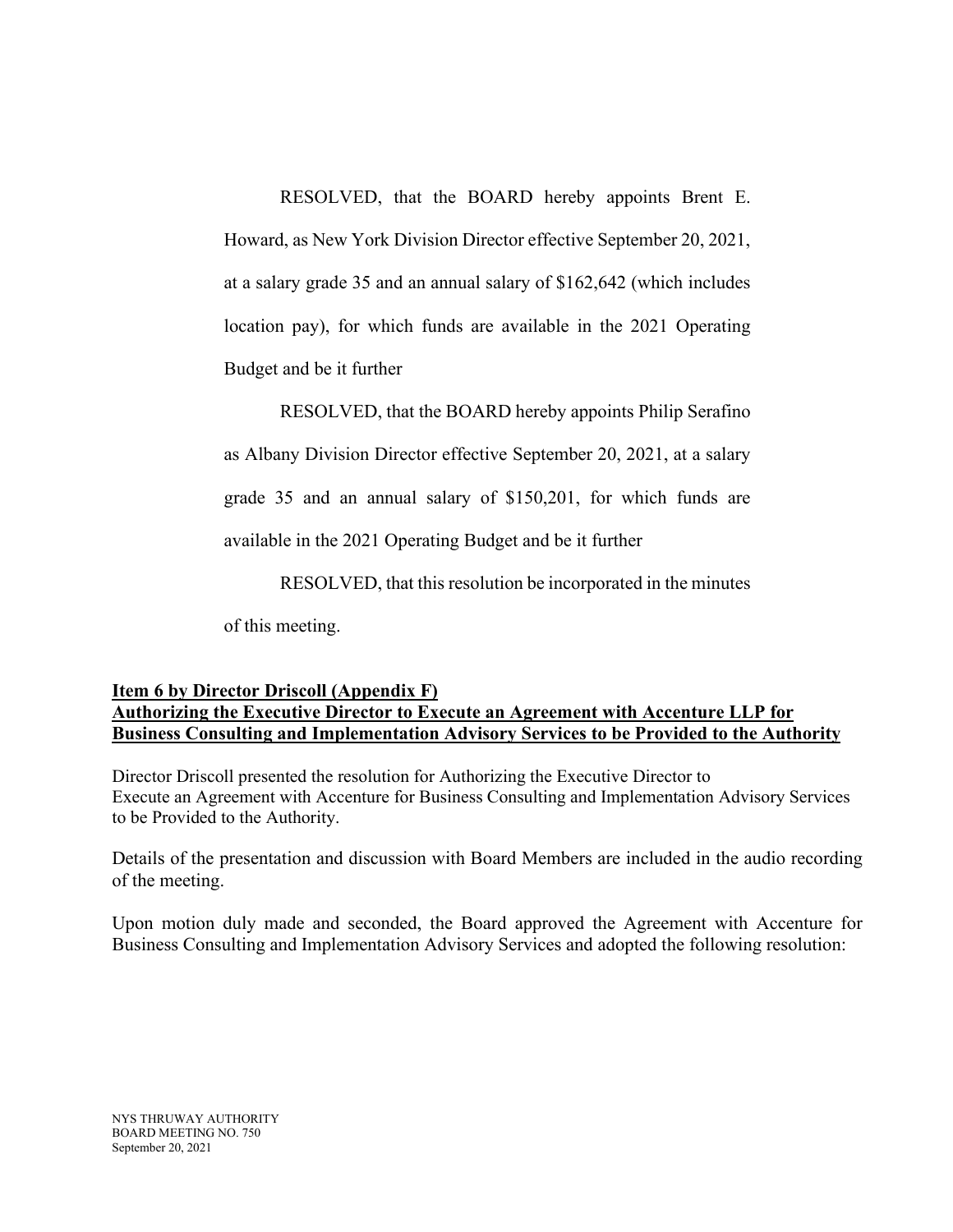RESOLVED, that the BOARD hereby appoints Brent E. Howard, as New York Division Director effective September 20, 2021, at a salary grade 35 and an annual salary of $162,642 (which includes location pay), for which funds are available in the 2021 Operating Budget and be it further

RESOLVED, that the BOARD hereby appoints Philip Serafino as Albany Division Director effective September 20, 2021, at a salary grade 35 and an annual salary of $150,201, for which funds are available in the 2021 Operating Budget and be it further

RESOLVED, that this resolution be incorporated in the minutes of this meeting.

**Item 6 by Director Driscoll (Appendix F)**
**Authorizing the Executive Director to Execute an Agreement with Accenture LLP for Business Consulting and Implementation Advisory Services to be Provided to the Authority**

Director Driscoll presented the resolution for Authorizing the Executive Director to Execute an Agreement with Accenture for Business Consulting and Implementation Advisory Services to be Provided to the Authority.

Details of the presentation and discussion with Board Members are included in the audio recording of the meeting.

Upon motion duly made and seconded, the Board approved the Agreement with Accenture for Business Consulting and Implementation Advisory Services and adopted the following resolution: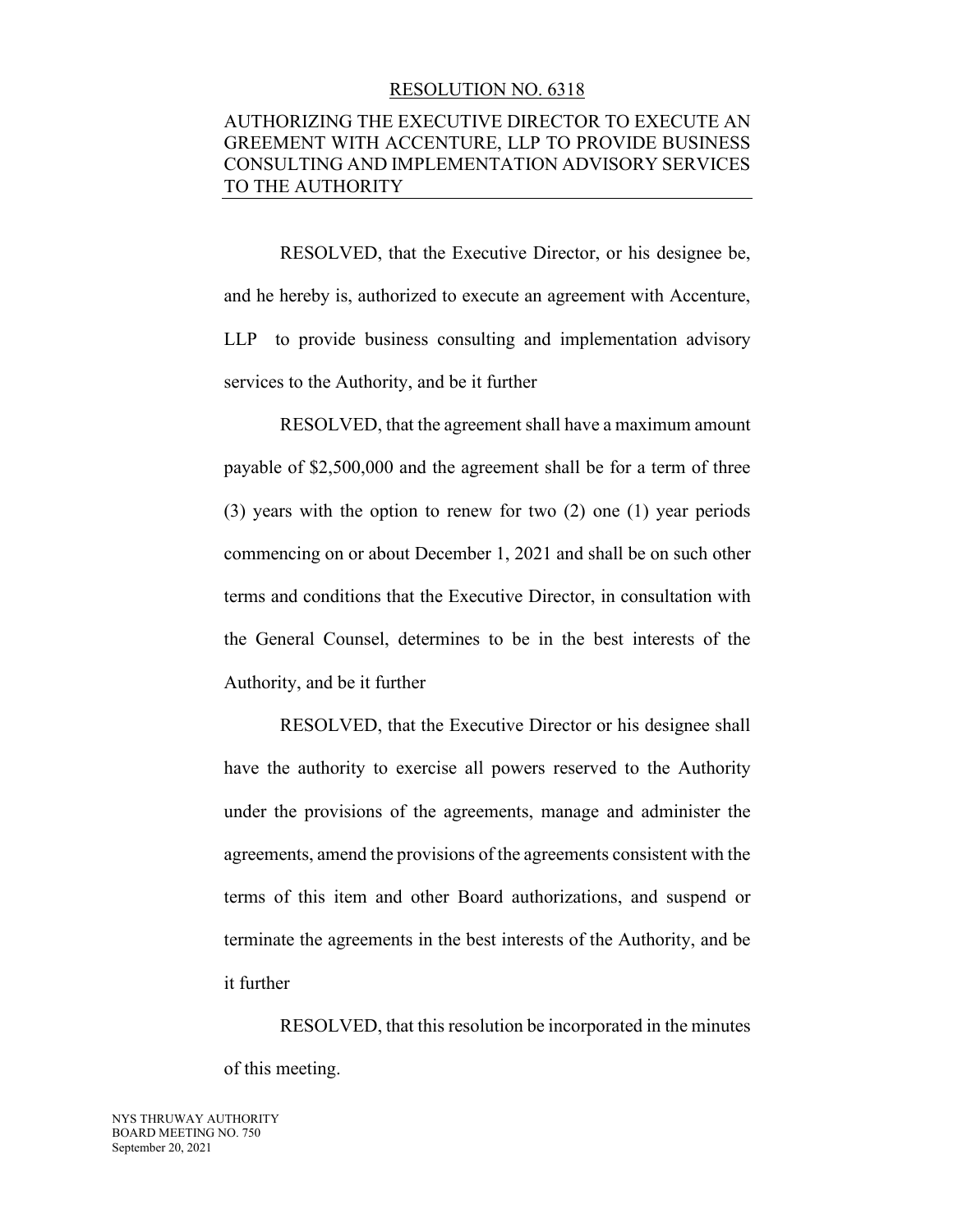RESOLUTION NO. 6318

AUTHORIZING THE EXECUTIVE DIRECTOR TO EXECUTE AN GREEMENT WITH ACCENTURE, LLP TO PROVIDE BUSINESS CONSULTING AND IMPLEMENTATION ADVISORY SERVICES TO THE AUTHORITY

RESOLVED, that the Executive Director, or his designee be, and he hereby is, authorized to execute an agreement with Accenture, LLP to provide business consulting and implementation advisory services to the Authority, and be it further

RESOLVED, that the agreement shall have a maximum amount payable of $2,500,000 and the agreement shall be for a term of three (3) years with the option to renew for two (2) one (1) year periods commencing on or about December 1, 2021 and shall be on such other terms and conditions that the Executive Director, in consultation with the General Counsel, determines to be in the best interests of the Authority, and be it further

RESOLVED, that the Executive Director or his designee shall have the authority to exercise all powers reserved to the Authority under the provisions of the agreements, manage and administer the agreements, amend the provisions of the agreements consistent with the terms of this item and other Board authorizations, and suspend or terminate the agreements in the best interests of the Authority, and be it further

RESOLVED, that this resolution be incorporated in the minutes of this meeting.

NYS THRUWAY AUTHORITY
BOARD MEETING NO. 750
September 20, 2021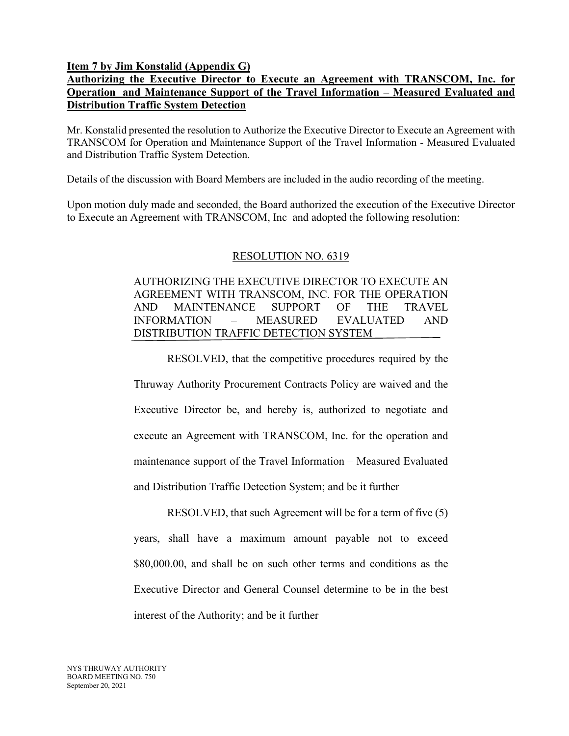**Item 7 by Jim Konstalid (Appendix G)**
**Authorizing the Executive Director to Execute an Agreement with TRANSCOM, Inc. for Operation and Maintenance Support of the Travel Information – Measured Evaluated and Distribution Traffic System Detection**

Mr. Konstalid presented the resolution to Authorize the Executive Director to Execute an Agreement with TRANSCOM for Operation and Maintenance Support of the Travel Information - Measured Evaluated and Distribution Traffic System Detection.

Details of the discussion with Board Members are included in the audio recording of the meeting.

Upon motion duly made and seconded, the Board authorized the execution of the Executive Director to Execute an Agreement with TRANSCOM, Inc and adopted the following resolution:

RESOLUTION NO. 6319

AUTHORIZING THE EXECUTIVE DIRECTOR TO EXECUTE AN AGREEMENT WITH TRANSCOM, INC. FOR THE OPERATION AND MAINTENANCE SUPPORT OF THE TRAVEL INFORMATION – MEASURED EVALUATED AND DISTRIBUTION TRAFFIC DETECTION SYSTEM

RESOLVED, that the competitive procedures required by the Thruway Authority Procurement Contracts Policy are waived and the Executive Director be, and hereby is, authorized to negotiate and execute an Agreement with TRANSCOM, Inc. for the operation and maintenance support of the Travel Information – Measured Evaluated and Distribution Traffic Detection System; and be it further

RESOLVED, that such Agreement will be for a term of five (5) years, shall have a maximum amount payable not to exceed $80,000.00, and shall be on such other terms and conditions as the Executive Director and General Counsel determine to be in the best interest of the Authority; and be it further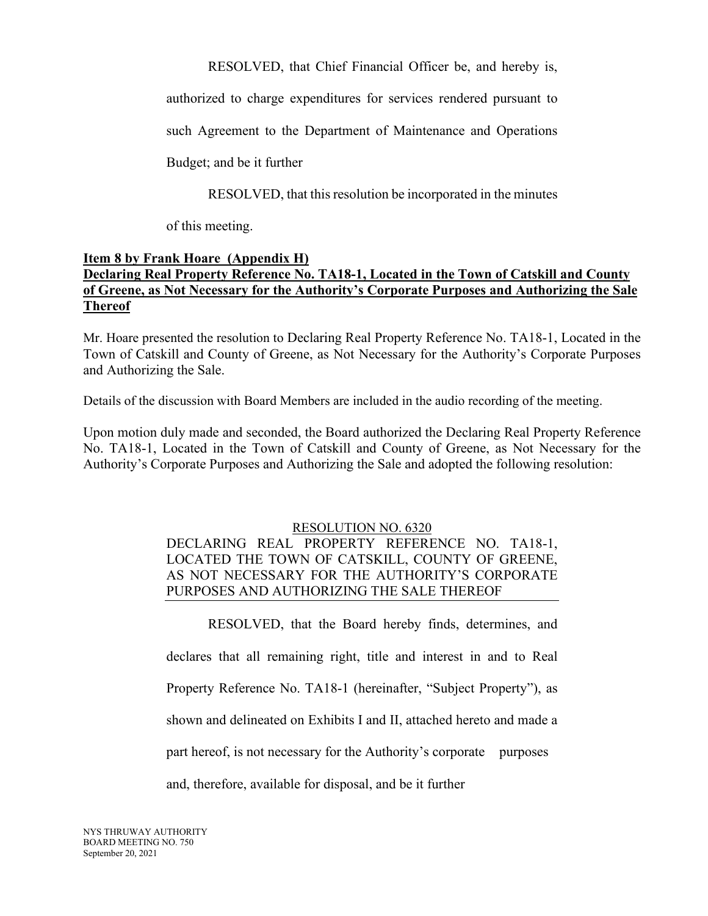RESOLVED, that Chief Financial Officer be, and hereby is, authorized to charge expenditures for services rendered pursuant to such Agreement to the Department of Maintenance and Operations Budget; and be it further

RESOLVED, that this resolution be incorporated in the minutes of this meeting.

**Item 8 by Frank Hoare (Appendix H)**
**Declaring Real Property Reference No. TA18-1, Located in the Town of Catskill and County of Greene, as Not Necessary for the Authority's Corporate Purposes and Authorizing the Sale Thereof**

Mr. Hoare presented the resolution to Declaring Real Property Reference No. TA18-1, Located in the Town of Catskill and County of Greene, as Not Necessary for the Authority's Corporate Purposes and Authorizing the Sale.

Details of the discussion with Board Members are included in the audio recording of the meeting.

Upon motion duly made and seconded, the Board authorized the Declaring Real Property Reference No. TA18-1, Located in the Town of Catskill and County of Greene, as Not Necessary for the Authority's Corporate Purposes and Authorizing the Sale and adopted the following resolution:

RESOLUTION NO. 6320
DECLARING REAL PROPERTY REFERENCE NO. TA18-1, LOCATED THE TOWN OF CATSKILL, COUNTY OF GREENE, AS NOT NECESSARY FOR THE AUTHORITY'S CORPORATE PURPOSES AND AUTHORIZING THE SALE THEREOF

RESOLVED, that the Board hereby finds, determines, and declares that all remaining right, title and interest in and to Real Property Reference No. TA18-1 (hereinafter, "Subject Property"), as shown and delineated on Exhibits I and II, attached hereto and made a part hereof, is not necessary for the Authority's corporate purposes and, therefore, available for disposal, and be it further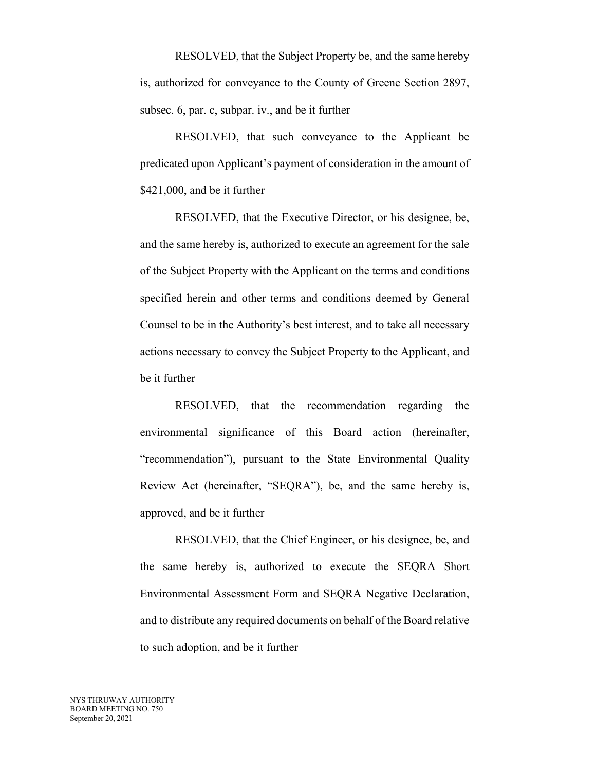RESOLVED, that the Subject Property be, and the same hereby is, authorized for conveyance to the County of Greene Section 2897, subsec. 6, par. c, subpar. iv., and be it further

RESOLVED, that such conveyance to the Applicant be predicated upon Applicant's payment of consideration in the amount of $421,000, and be it further

RESOLVED, that the Executive Director, or his designee, be, and the same hereby is, authorized to execute an agreement for the sale of the Subject Property with the Applicant on the terms and conditions specified herein and other terms and conditions deemed by General Counsel to be in the Authority's best interest, and to take all necessary actions necessary to convey the Subject Property to the Applicant, and be it further

RESOLVED, that the recommendation regarding the environmental significance of this Board action (hereinafter, "recommendation"), pursuant to the State Environmental Quality Review Act (hereinafter, "SEQRA"), be, and the same hereby is, approved, and be it further

RESOLVED, that the Chief Engineer, or his designee, be, and the same hereby is, authorized to execute the SEQRA Short Environmental Assessment Form and SEQRA Negative Declaration, and to distribute any required documents on behalf of the Board relative to such adoption, and be it further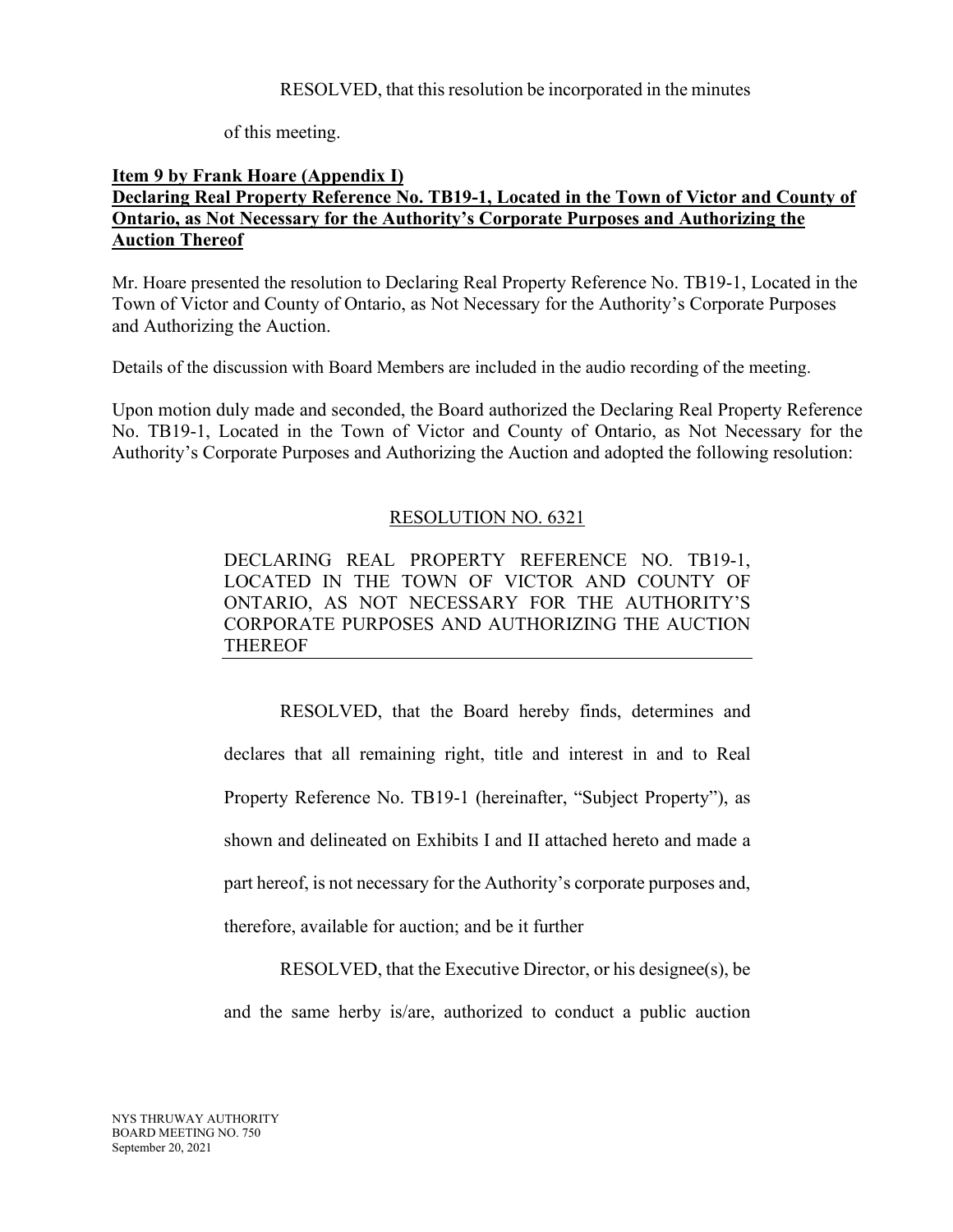RESOLVED, that this resolution be incorporated in the minutes of this meeting.

**Item 9 by Frank Hoare (Appendix I)**
**Declaring Real Property Reference No. TB19-1, Located in the Town of Victor and County of Ontario, as Not Necessary for the Authority's Corporate Purposes and Authorizing the Auction Thereof**

Mr. Hoare presented the resolution to Declaring Real Property Reference No. TB19-1, Located in the Town of Victor and County of Ontario, as Not Necessary for the Authority's Corporate Purposes and Authorizing the Auction.

Details of the discussion with Board Members are included in the audio recording of the meeting.

Upon motion duly made and seconded, the Board authorized the Declaring Real Property Reference No. TB19-1, Located in the Town of Victor and County of Ontario, as Not Necessary for the Authority's Corporate Purposes and Authorizing the Auction and adopted the following resolution:

RESOLUTION NO. 6321

DECLARING REAL PROPERTY REFERENCE NO. TB19-1, LOCATED IN THE TOWN OF VICTOR AND COUNTY OF ONTARIO, AS NOT NECESSARY FOR THE AUTHORITY'S CORPORATE PURPOSES AND AUTHORIZING THE AUCTION THEREOF

RESOLVED, that the Board hereby finds, determines and declares that all remaining right, title and interest in and to Real Property Reference No. TB19-1 (hereinafter, "Subject Property"), as shown and delineated on Exhibits I and II attached hereto and made a part hereof, is not necessary for the Authority's corporate purposes and, therefore, available for auction; and be it further

RESOLVED, that the Executive Director, or his designee(s), be and the same herby is/are, authorized to conduct a public auction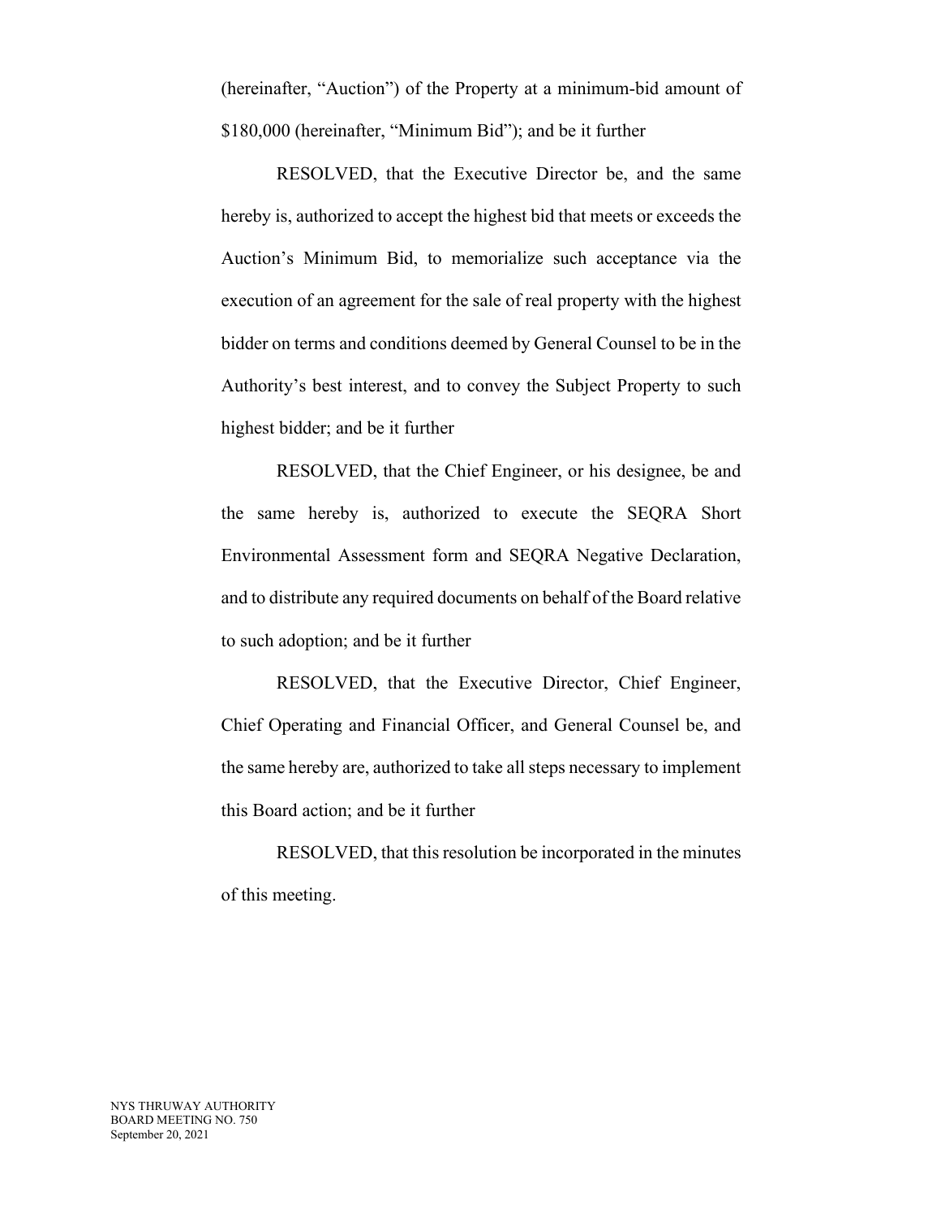(hereinafter, "Auction") of the Property at a minimum-bid amount of $180,000 (hereinafter, "Minimum Bid"); and be it further

RESOLVED, that the Executive Director be, and the same hereby is, authorized to accept the highest bid that meets or exceeds the Auction's Minimum Bid, to memorialize such acceptance via the execution of an agreement for the sale of real property with the highest bidder on terms and conditions deemed by General Counsel to be in the Authority's best interest, and to convey the Subject Property to such highest bidder; and be it further

RESOLVED, that the Chief Engineer, or his designee, be and the same hereby is, authorized to execute the SEQRA Short Environmental Assessment form and SEQRA Negative Declaration, and to distribute any required documents on behalf of the Board relative to such adoption; and be it further

RESOLVED, that the Executive Director, Chief Engineer, Chief Operating and Financial Officer, and General Counsel be, and the same hereby are, authorized to take all steps necessary to implement this Board action; and be it further

RESOLVED, that this resolution be incorporated in the minutes of this meeting.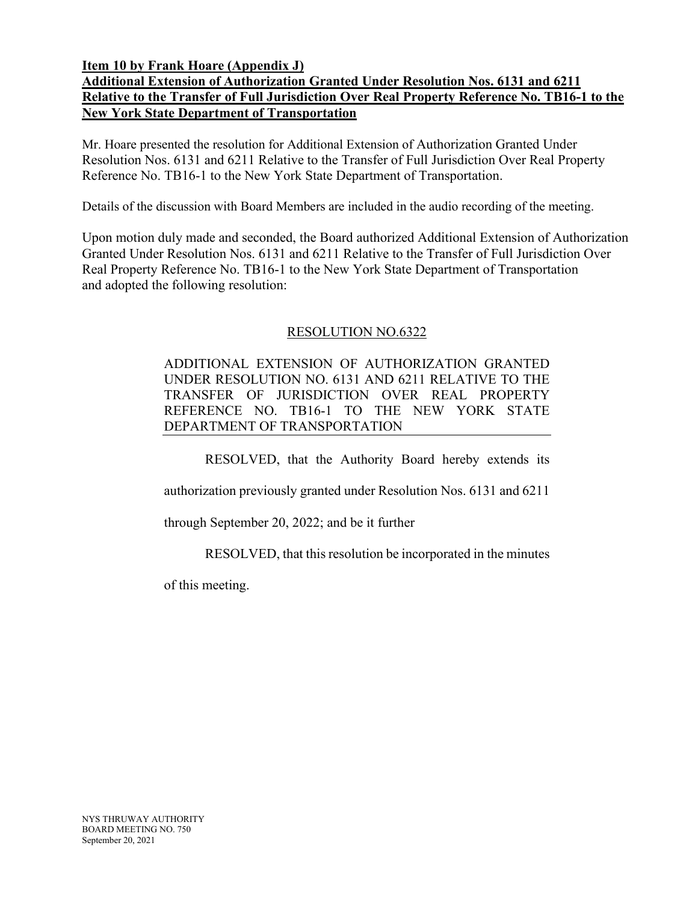**Item 10 by Frank Hoare (Appendix J)**
**Additional Extension of Authorization Granted Under Resolution Nos. 6131 and 6211 Relative to the Transfer of Full Jurisdiction Over Real Property Reference No. TB16-1 to the New York State Department of Transportation**

Mr. Hoare presented the resolution for Additional Extension of Authorization Granted Under Resolution Nos. 6131 and 6211 Relative to the Transfer of Full Jurisdiction Over Real Property Reference No. TB16-1 to the New York State Department of Transportation.

Details of the discussion with Board Members are included in the audio recording of the meeting.

Upon motion duly made and seconded, the Board authorized Additional Extension of Authorization Granted Under Resolution Nos. 6131 and 6211 Relative to the Transfer of Full Jurisdiction Over Real Property Reference No. TB16-1 to the New York State Department of Transportation and adopted the following resolution:

RESOLUTION NO.6322

ADDITIONAL EXTENSION OF AUTHORIZATION GRANTED UNDER RESOLUTION NO. 6131 AND 6211 RELATIVE TO THE TRANSFER OF JURISDICTION OVER REAL PROPERTY REFERENCE NO. TB16-1 TO THE NEW YORK STATE DEPARTMENT OF TRANSPORTATION

RESOLVED, that the Authority Board hereby extends its authorization previously granted under Resolution Nos. 6131 and 6211 through September 20, 2022; and be it further

RESOLVED, that this resolution be incorporated in the minutes of this meeting.

NYS THRUWAY AUTHORITY
BOARD MEETING NO. 750
September 20, 2021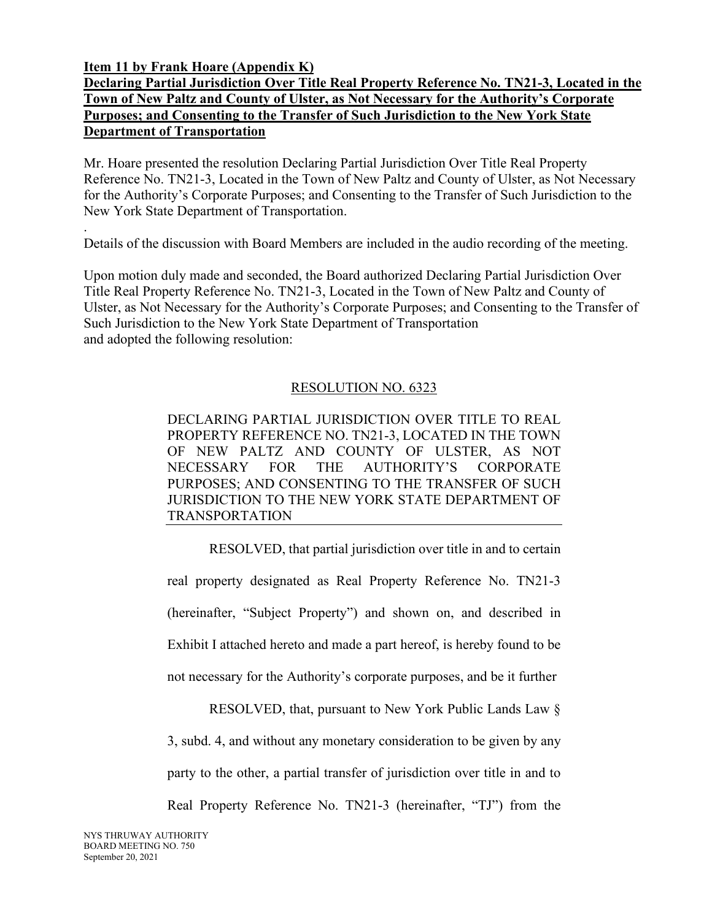**Item 11 by Frank Hoare (Appendix K)**
**Declaring Partial Jurisdiction Over Title Real Property Reference No. TN21-3, Located in the Town of New Paltz and County of Ulster, as Not Necessary for the Authority's Corporate Purposes; and Consenting to the Transfer of Such Jurisdiction to the New York State Department of Transportation**

Mr. Hoare presented the resolution Declaring Partial Jurisdiction Over Title Real Property Reference No. TN21-3, Located in the Town of New Paltz and County of Ulster, as Not Necessary for the Authority's Corporate Purposes; and Consenting to the Transfer of Such Jurisdiction to the New York State Department of Transportation.

Details of the discussion with Board Members are included in the audio recording of the meeting.

Upon motion duly made and seconded, the Board authorized Declaring Partial Jurisdiction Over Title Real Property Reference No. TN21-3, Located in the Town of New Paltz and County of Ulster, as Not Necessary for the Authority's Corporate Purposes; and Consenting to the Transfer of Such Jurisdiction to the New York State Department of Transportation and adopted the following resolution:

RESOLUTION NO. 6323

DECLARING PARTIAL JURISDICTION OVER TITLE TO REAL PROPERTY REFERENCE NO. TN21-3, LOCATED IN THE TOWN OF NEW PALTZ AND COUNTY OF ULSTER, AS NOT NECESSARY FOR THE AUTHORITY'S CORPORATE PURPOSES; AND CONSENTING TO THE TRANSFER OF SUCH JURISDICTION TO THE NEW YORK STATE DEPARTMENT OF TRANSPORTATION

RESOLVED, that partial jurisdiction over title in and to certain real property designated as Real Property Reference No. TN21-3 (hereinafter, "Subject Property") and shown on, and described in Exhibit I attached hereto and made a part hereof, is hereby found to be not necessary for the Authority's corporate purposes, and be it further

RESOLVED, that, pursuant to New York Public Lands Law § 3, subd. 4, and without any monetary consideration to be given by any party to the other, a partial transfer of jurisdiction over title in and to Real Property Reference No. TN21-3 (hereinafter, "TJ") from the

NYS THRUWAY AUTHORITY
BOARD MEETING NO. 750
September 20, 2021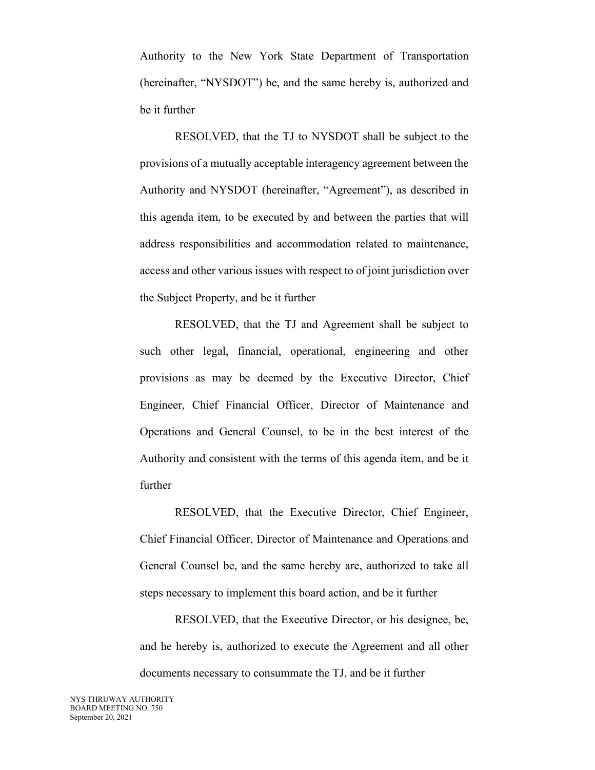Authority to the New York State Department of Transportation (hereinafter, "NYSDOT") be, and the same hereby is, authorized and be it further

RESOLVED, that the TJ to NYSDOT shall be subject to the provisions of a mutually acceptable interagency agreement between the Authority and NYSDOT (hereinafter, "Agreement"), as described in this agenda item, to be executed by and between the parties that will address responsibilities and accommodation related to maintenance, access and other various issues with respect to of joint jurisdiction over the Subject Property, and be it further

RESOLVED, that the TJ and Agreement shall be subject to such other legal, financial, operational, engineering and other provisions as may be deemed by the Executive Director, Chief Engineer, Chief Financial Officer, Director of Maintenance and Operations and General Counsel, to be in the best interest of the Authority and consistent with the terms of this agenda item, and be it further

RESOLVED, that the Executive Director, Chief Engineer, Chief Financial Officer, Director of Maintenance and Operations and General Counsel be, and the same hereby are, authorized to take all steps necessary to implement this board action, and be it further

RESOLVED, that the Executive Director, or his designee, be, and he hereby is, authorized to execute the Agreement and all other documents necessary to consummate the TJ, and be it further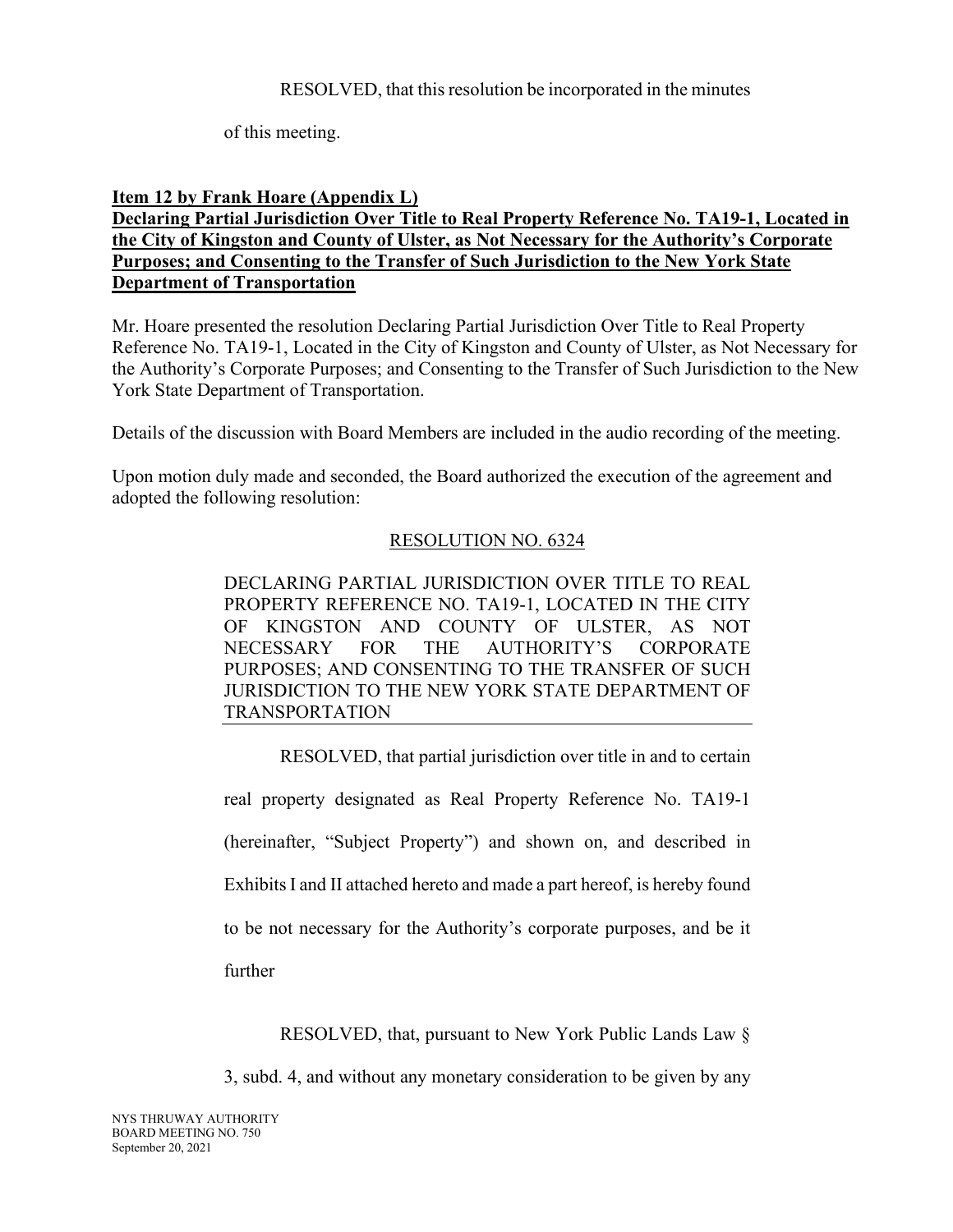RESOLVED, that this resolution be incorporated in the minutes of this meeting.

**Item 12 by Frank Hoare (Appendix L)**
**Declaring Partial Jurisdiction Over Title to Real Property Reference No. TA19-1, Located in the City of Kingston and County of Ulster, as Not Necessary for the Authority's Corporate Purposes; and Consenting to the Transfer of Such Jurisdiction to the New York State Department of Transportation**

Mr. Hoare presented the resolution Declaring Partial Jurisdiction Over Title to Real Property Reference No. TA19-1, Located in the City of Kingston and County of Ulster, as Not Necessary for the Authority's Corporate Purposes; and Consenting to the Transfer of Such Jurisdiction to the New York State Department of Transportation.

Details of the discussion with Board Members are included in the audio recording of the meeting.

Upon motion duly made and seconded, the Board authorized the execution of the agreement and adopted the following resolution:

RESOLUTION NO. 6324

DECLARING PARTIAL JURISDICTION OVER TITLE TO REAL PROPERTY REFERENCE NO. TA19-1, LOCATED IN THE CITY OF KINGSTON AND COUNTY OF ULSTER, AS NOT NECESSARY FOR THE AUTHORITY'S CORPORATE PURPOSES; AND CONSENTING TO THE TRANSFER OF SUCH JURISDICTION TO THE NEW YORK STATE DEPARTMENT OF TRANSPORTATION

RESOLVED, that partial jurisdiction over title in and to certain real property designated as Real Property Reference No. TA19-1 (hereinafter, "Subject Property") and shown on, and described in Exhibits I and II attached hereto and made a part hereof, is hereby found to be not necessary for the Authority's corporate purposes, and be it further

RESOLVED, that, pursuant to New York Public Lands Law § 3, subd. 4, and without any monetary consideration to be given by any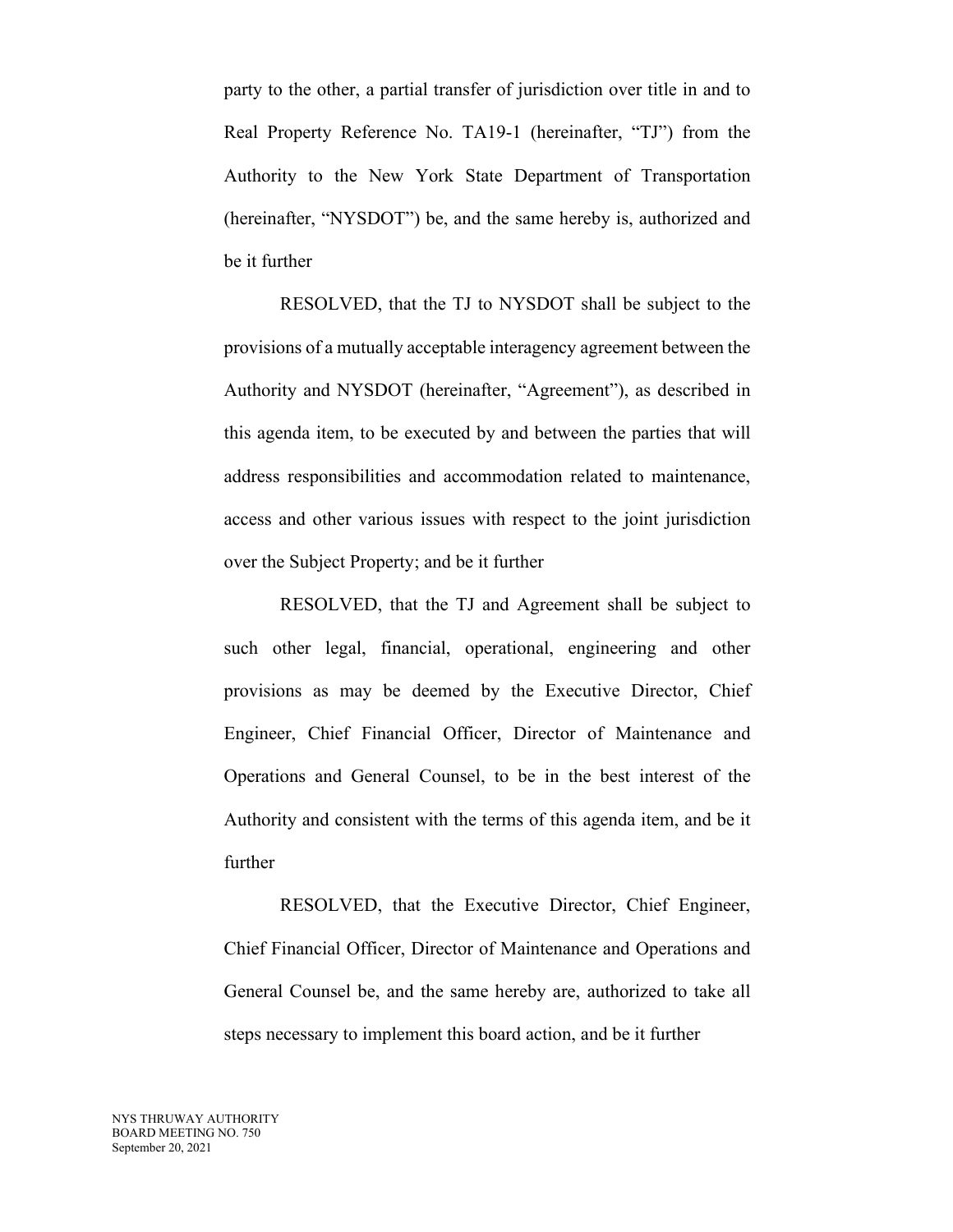party to the other, a partial transfer of jurisdiction over title in and to Real Property Reference No. TA19-1 (hereinafter, "TJ") from the Authority to the New York State Department of Transportation (hereinafter, "NYSDOT") be, and the same hereby is, authorized and be it further

RESOLVED, that the TJ to NYSDOT shall be subject to the provisions of a mutually acceptable interagency agreement between the Authority and NYSDOT (hereinafter, "Agreement"), as described in this agenda item, to be executed by and between the parties that will address responsibilities and accommodation related to maintenance, access and other various issues with respect to the joint jurisdiction over the Subject Property; and be it further

RESOLVED, that the TJ and Agreement shall be subject to such other legal, financial, operational, engineering and other provisions as may be deemed by the Executive Director, Chief Engineer, Chief Financial Officer, Director of Maintenance and Operations and General Counsel, to be in the best interest of the Authority and consistent with the terms of this agenda item, and be it further

RESOLVED, that the Executive Director, Chief Engineer, Chief Financial Officer, Director of Maintenance and Operations and General Counsel be, and the same hereby are, authorized to take all steps necessary to implement this board action, and be it further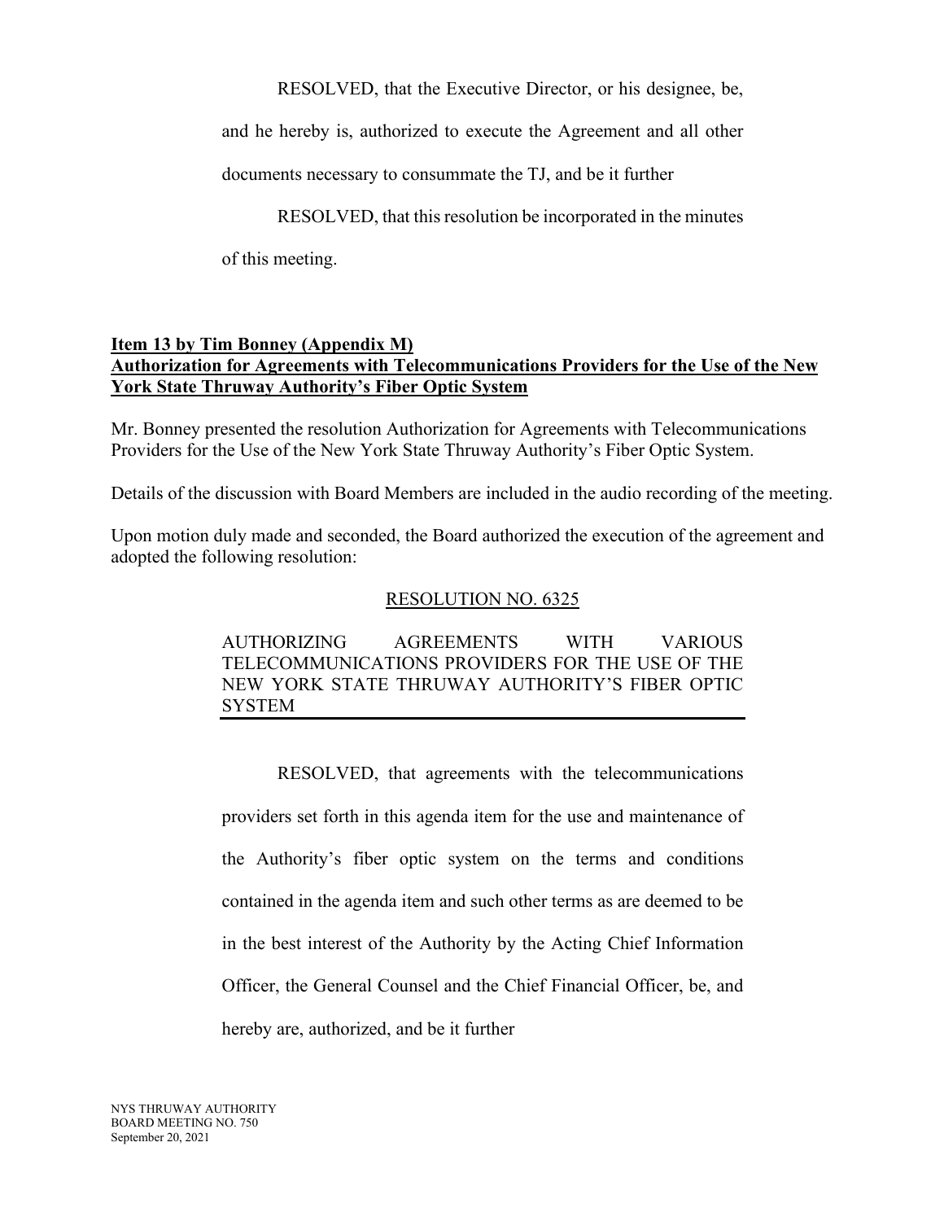RESOLVED, that the Executive Director, or his designee, be, and he hereby is, authorized to execute the Agreement and all other documents necessary to consummate the TJ, and be it further

RESOLVED, that this resolution be incorporated in the minutes of this meeting.

**Item 13 by Tim Bonney (Appendix M)**
**Authorization for Agreements with Telecommunications Providers for the Use of the New York State Thruway Authority's Fiber Optic System**

Mr. Bonney presented the resolution Authorization for Agreements with Telecommunications Providers for the Use of the New York State Thruway Authority's Fiber Optic System.

Details of the discussion with Board Members are included in the audio recording of the meeting.

Upon motion duly made and seconded, the Board authorized the execution of the agreement and adopted the following resolution:

RESOLUTION NO. 6325

AUTHORIZING AGREEMENTS WITH VARIOUS TELECOMMUNICATIONS PROVIDERS FOR THE USE OF THE NEW YORK STATE THRUWAY AUTHORITY'S FIBER OPTIC SYSTEM

RESOLVED, that agreements with the telecommunications providers set forth in this agenda item for the use and maintenance of the Authority's fiber optic system on the terms and conditions contained in the agenda item and such other terms as are deemed to be in the best interest of the Authority by the Acting Chief Information Officer, the General Counsel and the Chief Financial Officer, be, and hereby are, authorized, and be it further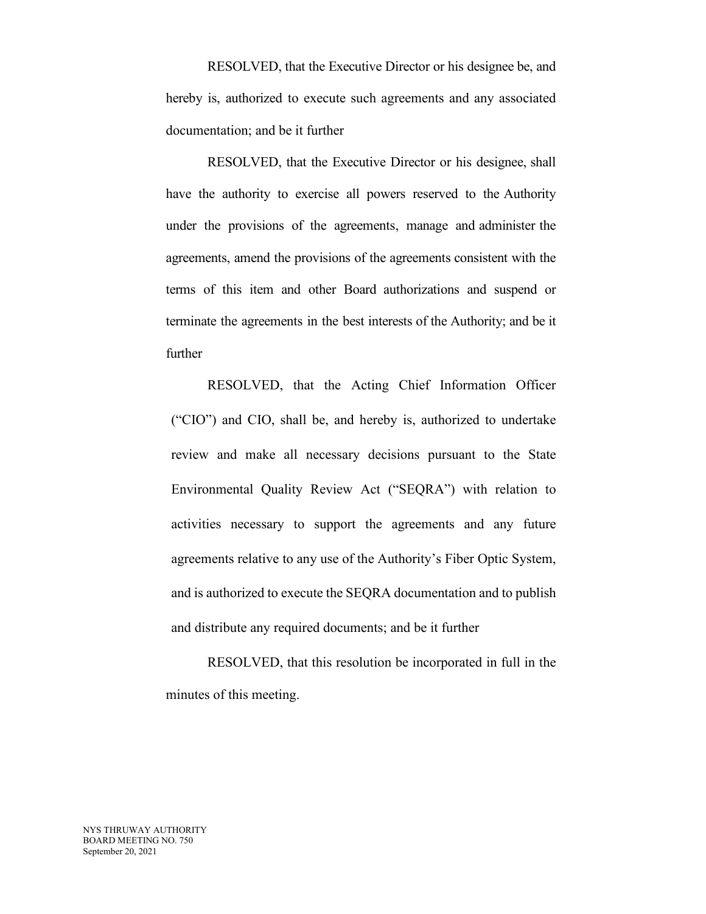RESOLVED, that the Executive Director or his designee be, and hereby is, authorized to execute such agreements and any associated documentation; and be it further

RESOLVED, that the Executive Director or his designee, shall have the authority to exercise all powers reserved to the Authority under the provisions of the agreements, manage and administer the agreements, amend the provisions of the agreements consistent with the terms of this item and other Board authorizations and suspend or terminate the agreements in the best interests of the Authority; and be it further

RESOLVED, that the Acting Chief Information Officer ("CIO") and CIO, shall be, and hereby is, authorized to undertake review and make all necessary decisions pursuant to the State Environmental Quality Review Act ("SEQRA") with relation to activities necessary to support the agreements and any future agreements relative to any use of the Authority's Fiber Optic System, and is authorized to execute the SEQRA documentation and to publish and distribute any required documents; and be it further

RESOLVED, that this resolution be incorporated in full in the minutes of this meeting.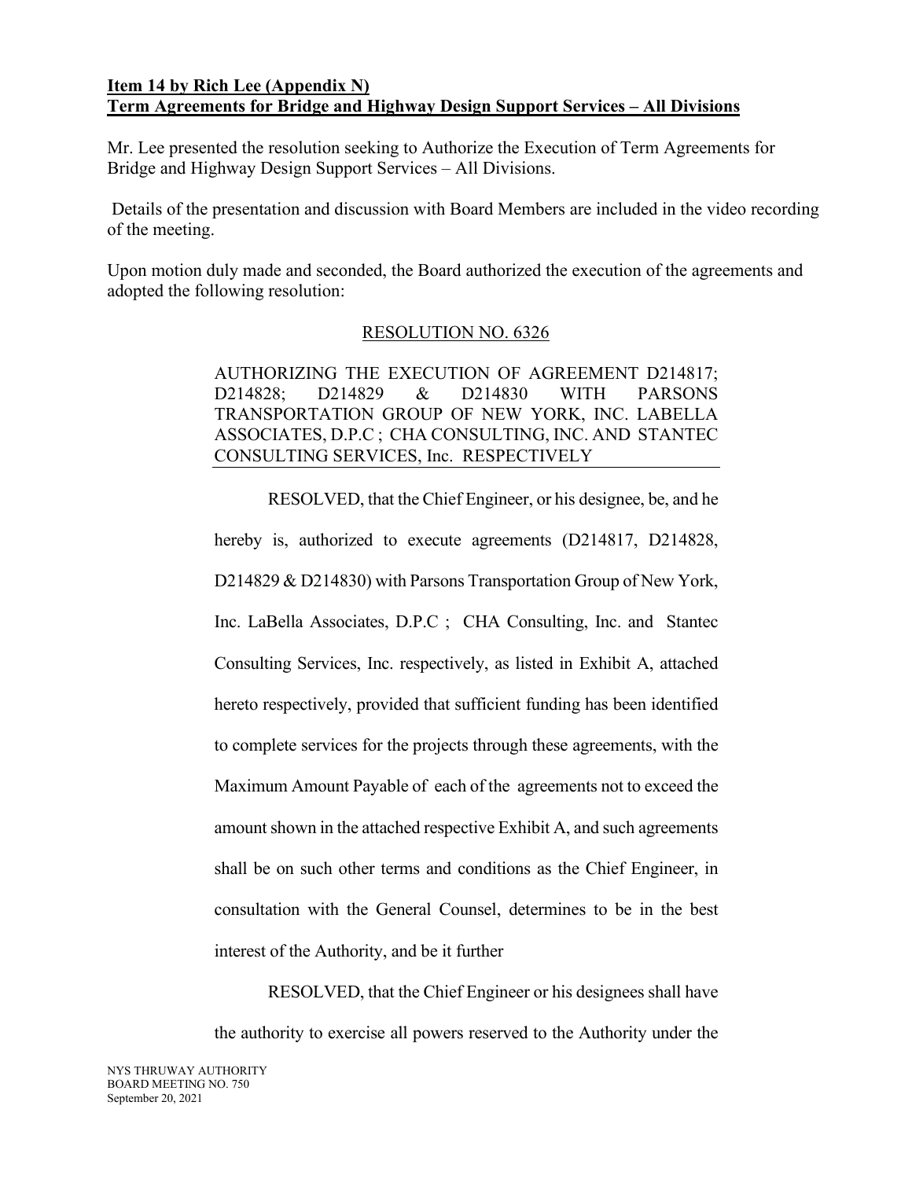**Item 14 by Rich Lee (Appendix N)**
**Term Agreements for Bridge and Highway Design Support Services – All Divisions**

Mr. Lee presented the resolution seeking to Authorize the Execution of Term Agreements for Bridge and Highway Design Support Services – All Divisions.

Details of the presentation and discussion with Board Members are included in the video recording of the meeting.

Upon motion duly made and seconded, the Board authorized the execution of the agreements and adopted the following resolution:

RESOLUTION NO. 6326

AUTHORIZING THE EXECUTION OF AGREEMENT D214817; D214828; D214829 & D214830 WITH PARSONS TRANSPORTATION GROUP OF NEW YORK, INC. LABELLA ASSOCIATES, D.P.C ; CHA CONSULTING, INC. AND STANTEC CONSULTING SERVICES, Inc. RESPECTIVELY

RESOLVED, that the Chief Engineer, or his designee, be, and he hereby is, authorized to execute agreements (D214817, D214828, D214829 & D214830) with Parsons Transportation Group of New York, Inc. LaBella Associates, D.P.C ; CHA Consulting, Inc. and Stantec Consulting Services, Inc. respectively, as listed in Exhibit A, attached hereto respectively, provided that sufficient funding has been identified to complete services for the projects through these agreements, with the Maximum Amount Payable of each of the agreements not to exceed the amount shown in the attached respective Exhibit A, and such agreements shall be on such other terms and conditions as the Chief Engineer, in consultation with the General Counsel, determines to be in the best interest of the Authority, and be it further

RESOLVED, that the Chief Engineer or his designees shall have the authority to exercise all powers reserved to the Authority under the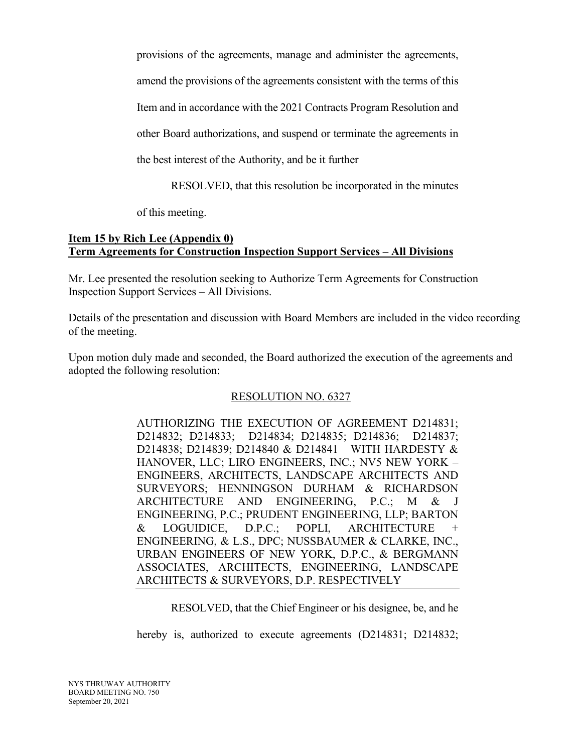provisions of the agreements, manage and administer the agreements, amend the provisions of the agreements consistent with the terms of this Item and in accordance with the 2021 Contracts Program Resolution and other Board authorizations, and suspend or terminate the agreements in the best interest of the Authority, and be it further

RESOLVED, that this resolution be incorporated in the minutes of this meeting.

**Item 15 by Rich Lee (Appendix 0)**
**Term Agreements for Construction Inspection Support Services – All Divisions**

Mr. Lee presented the resolution seeking to Authorize Term Agreements for Construction Inspection Support Services – All Divisions.

Details of the presentation and discussion with Board Members are included in the video recording of the meeting.

Upon motion duly made and seconded, the Board authorized the execution of the agreements and adopted the following resolution:

RESOLUTION NO. 6327

AUTHORIZING THE EXECUTION OF AGREEMENT D214831; D214832; D214833; D214834; D214835; D214836; D214837; D214838; D214839; D214840 & D214841 WITH HARDESTY & HANOVER, LLC; LIRO ENGINEERS, INC.; NV5 NEW YORK – ENGINEERS, ARCHITECTS, LANDSCAPE ARCHITECTS AND SURVEYORS; HENNINGSON DURHAM & RICHARDSON ARCHITECTURE AND ENGINEERING, P.C.; M & J ENGINEERING, P.C.; PRUDENT ENGINEERING, LLP; BARTON & LOGUIDICE, D.P.C.; POPLI, ARCHITECTURE + ENGINEERING, & L.S., DPC; NUSSBAUMER & CLARKE, INC., URBAN ENGINEERS OF NEW YORK, D.P.C., & BERGMANN ASSOCIATES, ARCHITECTS, ENGINEERING, LANDSCAPE ARCHITECTS & SURVEYORS, D.P. RESPECTIVELY

RESOLVED, that the Chief Engineer or his designee, be, and he hereby is, authorized to execute agreements (D214831; D214832;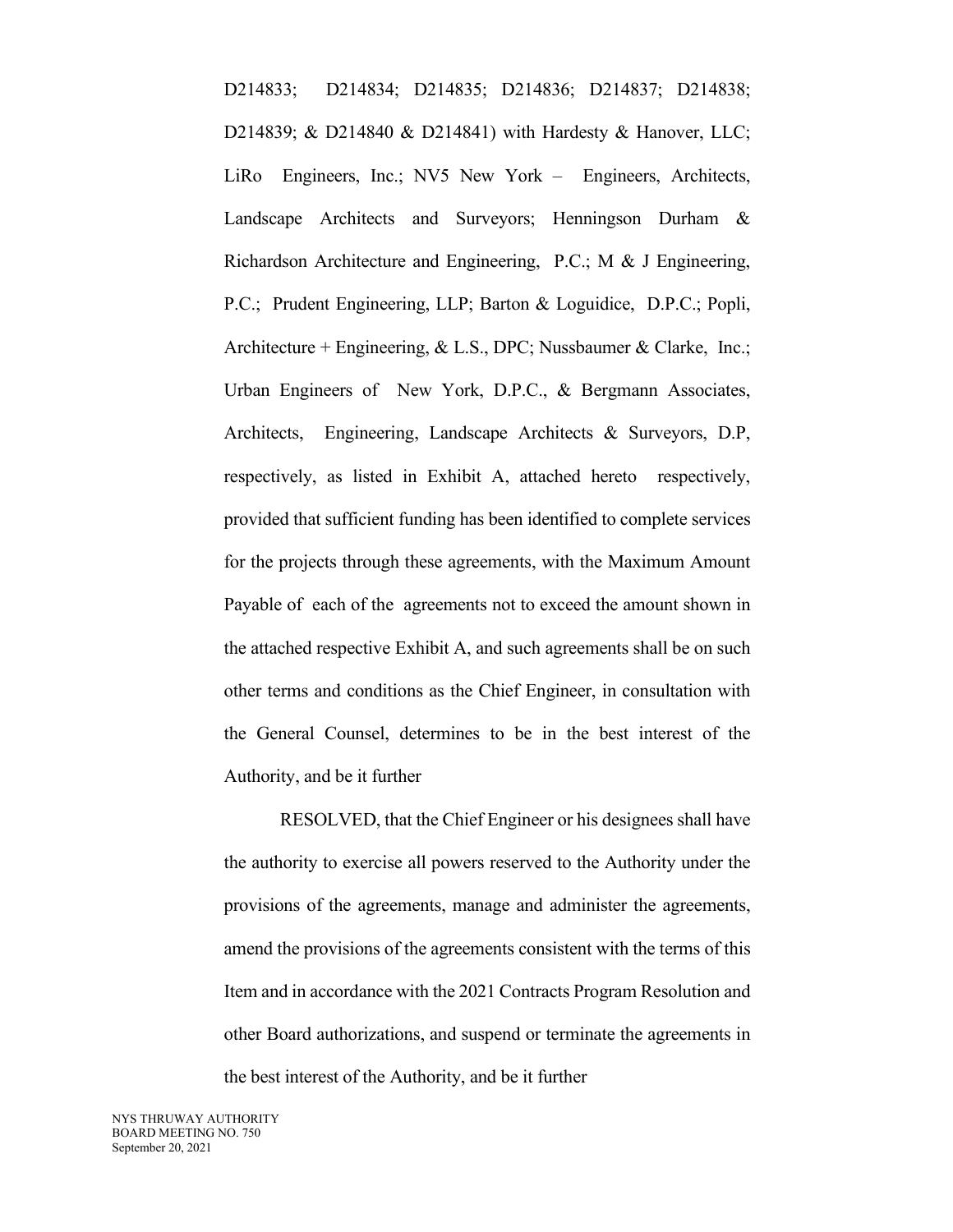D214833; D214834; D214835; D214836; D214837; D214838; D214839; & D214840 & D214841) with Hardesty & Hanover, LLC; LiRo Engineers, Inc.; NV5 New York – Engineers, Architects, Landscape Architects and Surveyors; Henningson Durham & Richardson Architecture and Engineering, P.C.; M & J Engineering, P.C.; Prudent Engineering, LLP; Barton & Loguidice, D.P.C.; Popli, Architecture + Engineering, & L.S., DPC; Nussbaumer & Clarke, Inc.; Urban Engineers of New York, D.P.C., & Bergmann Associates, Architects, Engineering, Landscape Architects & Surveyors, D.P, respectively, as listed in Exhibit A, attached hereto respectively, provided that sufficient funding has been identified to complete services for the projects through these agreements, with the Maximum Amount Payable of each of the agreements not to exceed the amount shown in the attached respective Exhibit A, and such agreements shall be on such other terms and conditions as the Chief Engineer, in consultation with the General Counsel, determines to be in the best interest of the Authority, and be it further

RESOLVED, that the Chief Engineer or his designees shall have the authority to exercise all powers reserved to the Authority under the provisions of the agreements, manage and administer the agreements, amend the provisions of the agreements consistent with the terms of this Item and in accordance with the 2021 Contracts Program Resolution and other Board authorizations, and suspend or terminate the agreements in the best interest of the Authority, and be it further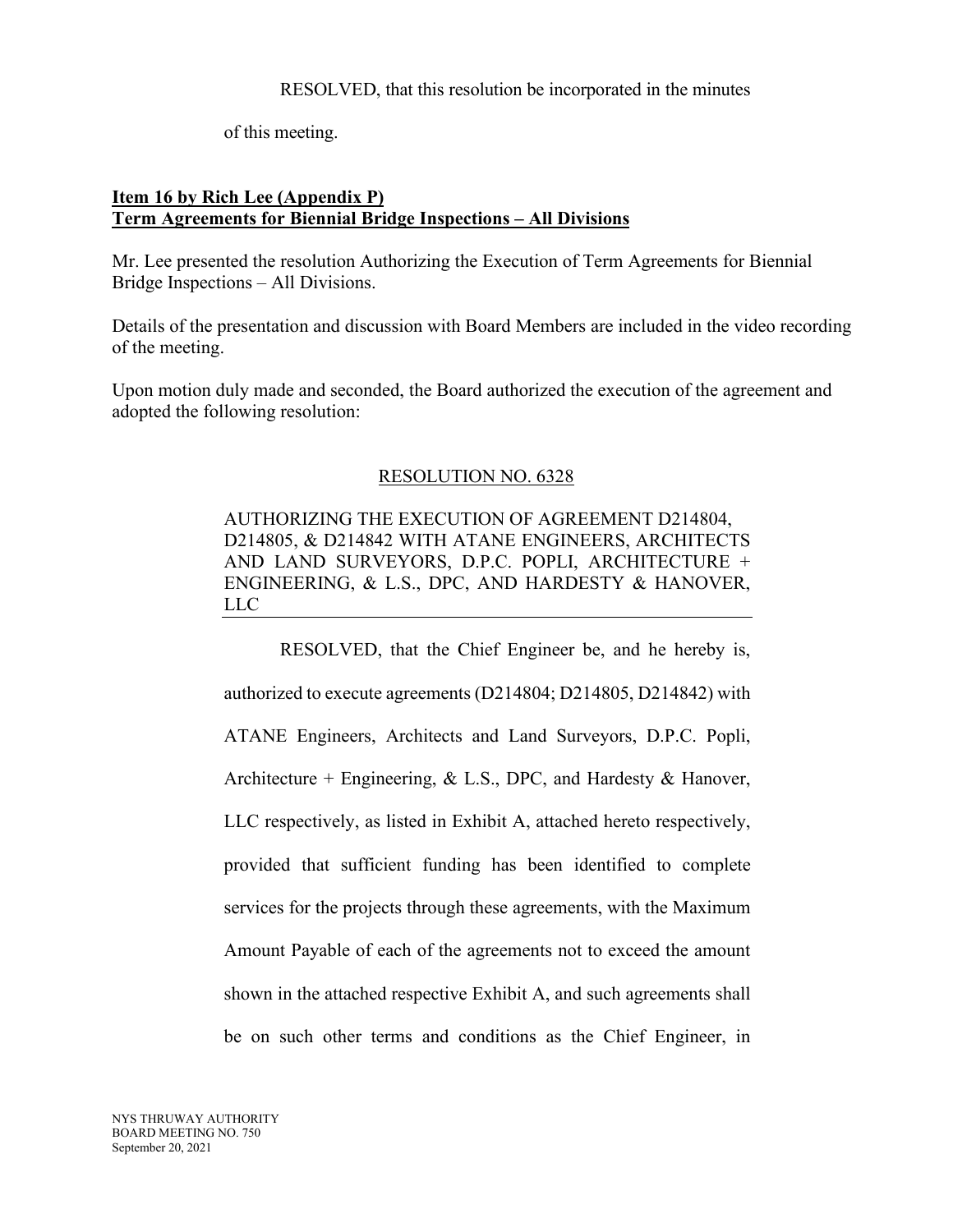RESOLVED, that this resolution be incorporated in the minutes of this meeting.

**Item 16 by Rich Lee (Appendix P)**
**Term Agreements for Biennial Bridge Inspections – All Divisions**

Mr. Lee presented the resolution Authorizing the Execution of Term Agreements for Biennial Bridge Inspections – All Divisions.

Details of the presentation and discussion with Board Members are included in the video recording of the meeting.

Upon motion duly made and seconded, the Board authorized the execution of the agreement and adopted the following resolution:

RESOLUTION NO. 6328

AUTHORIZING THE EXECUTION OF AGREEMENT D214804, D214805, & D214842 WITH ATANE ENGINEERS, ARCHITECTS AND LAND SURVEYORS, D.P.C. POPLI, ARCHITECTURE + ENGINEERING, & L.S., DPC, AND HARDESTY & HANOVER, LLC

RESOLVED, that the Chief Engineer be, and he hereby is, authorized to execute agreements (D214804; D214805, D214842) with ATANE Engineers, Architects and Land Surveyors, D.P.C. Popli, Architecture + Engineering, & L.S., DPC, and Hardesty & Hanover, LLC respectively, as listed in Exhibit A, attached hereto respectively, provided that sufficient funding has been identified to complete services for the projects through these agreements, with the Maximum Amount Payable of each of the agreements not to exceed the amount shown in the attached respective Exhibit A, and such agreements shall be on such other terms and conditions as the Chief Engineer, in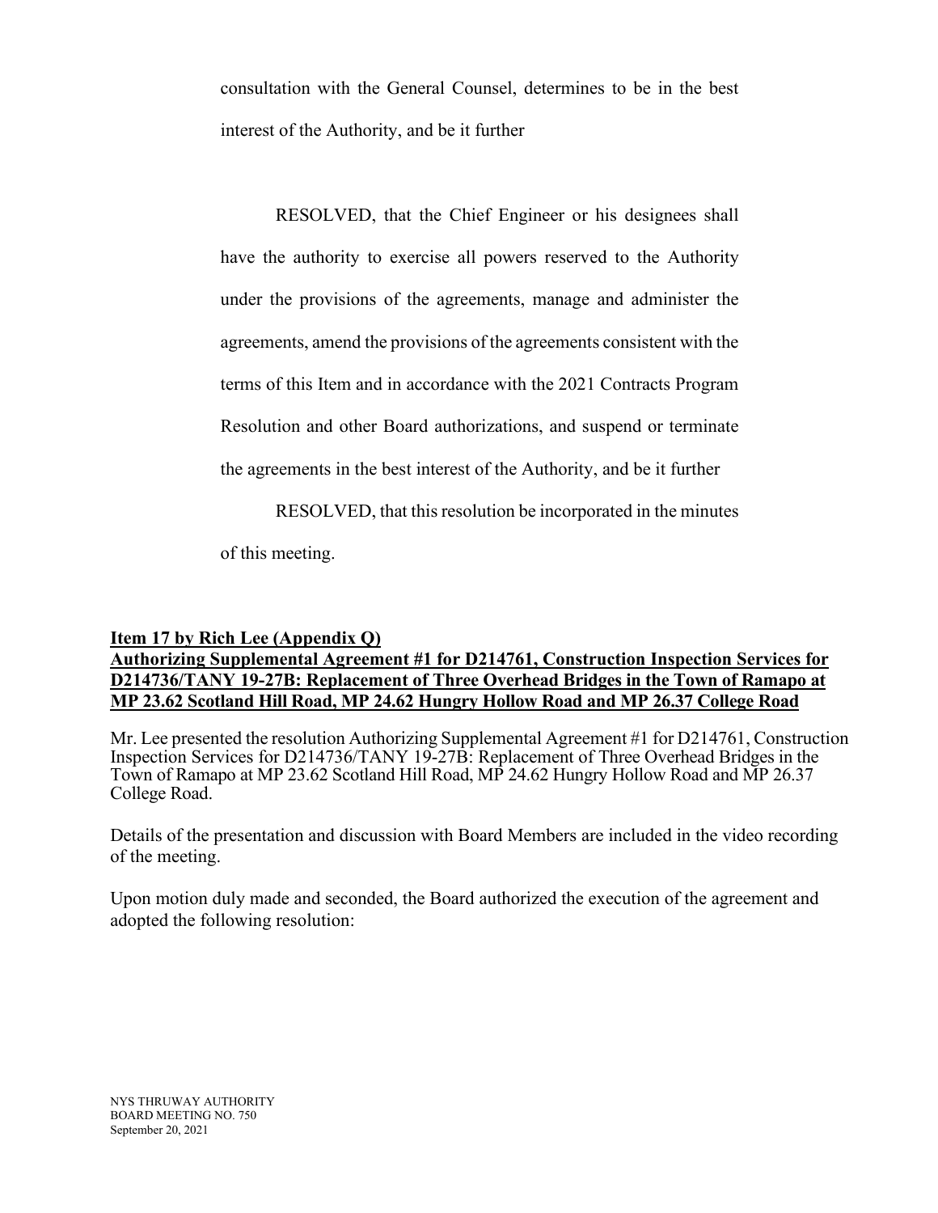consultation with the General Counsel, determines to be in the best interest of the Authority, and be it further

RESOLVED, that the Chief Engineer or his designees shall have the authority to exercise all powers reserved to the Authority under the provisions of the agreements, manage and administer the agreements, amend the provisions of the agreements consistent with the terms of this Item and in accordance with the 2021 Contracts Program Resolution and other Board authorizations, and suspend or terminate the agreements in the best interest of the Authority, and be it further

RESOLVED, that this resolution be incorporated in the minutes of this meeting.

**Item 17 by Rich Lee (Appendix Q)**
**Authorizing Supplemental Agreement #1 for D214761, Construction Inspection Services for D214736/TANY 19-27B: Replacement of Three Overhead Bridges in the Town of Ramapo at MP 23.62 Scotland Hill Road, MP 24.62 Hungry Hollow Road and MP 26.37 College Road**

Mr. Lee presented the resolution Authorizing Supplemental Agreement #1 for D214761, Construction Inspection Services for D214736/TANY 19-27B: Replacement of Three Overhead Bridges in the Town of Ramapo at MP 23.62 Scotland Hill Road, MP 24.62 Hungry Hollow Road and MP 26.37 College Road.

Details of the presentation and discussion with Board Members are included in the video recording of the meeting.

Upon motion duly made and seconded, the Board authorized the execution of the agreement and adopted the following resolution: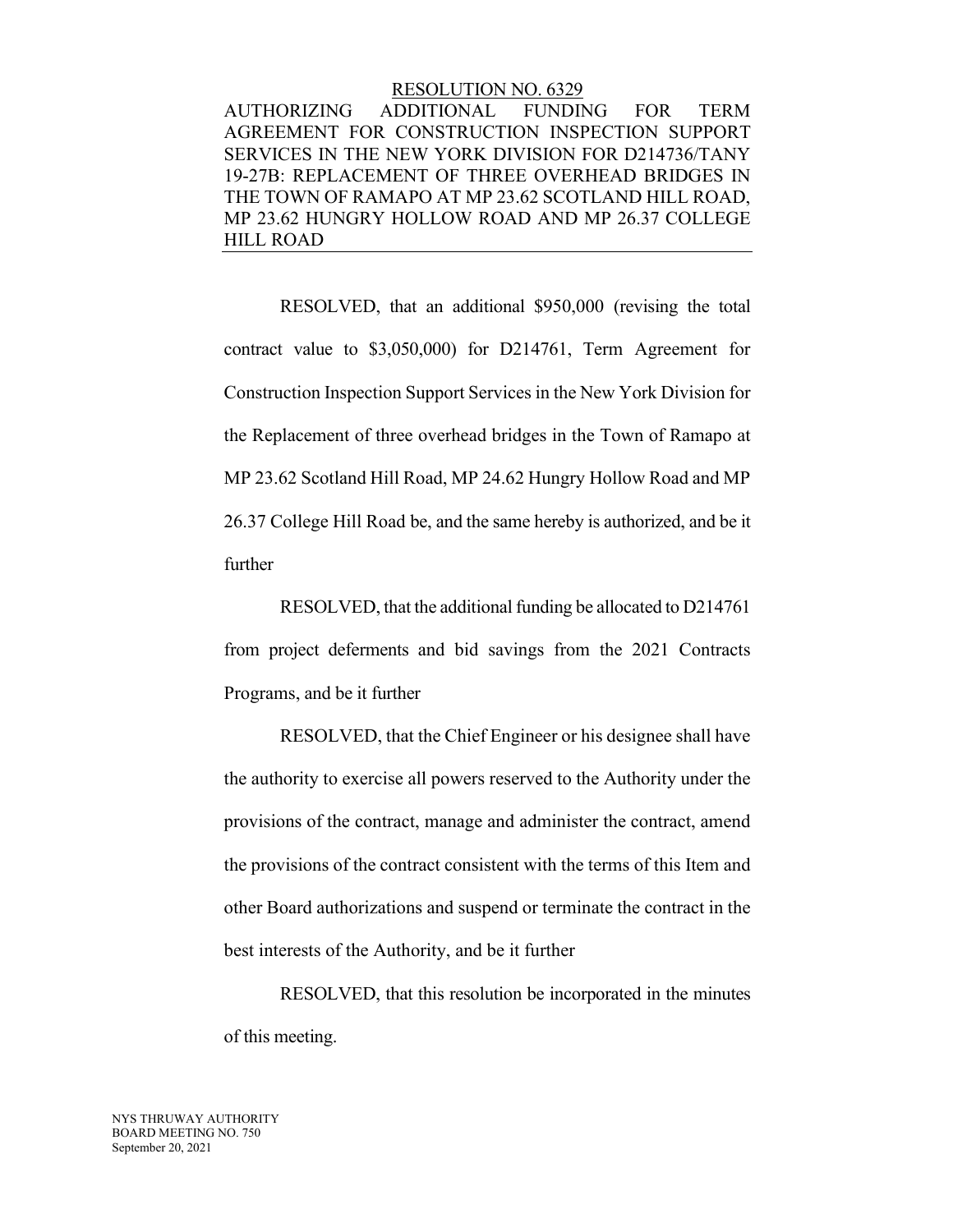RESOLUTION NO. 6329

AUTHORIZING ADDITIONAL FUNDING FOR TERM AGREEMENT FOR CONSTRUCTION INSPECTION SUPPORT SERVICES IN THE NEW YORK DIVISION FOR D214736/TANY 19-27B: REPLACEMENT OF THREE OVERHEAD BRIDGES IN THE TOWN OF RAMAPO AT MP 23.62 SCOTLAND HILL ROAD, MP 23.62 HUNGRY HOLLOW ROAD AND MP 26.37 COLLEGE HILL ROAD

RESOLVED, that an additional $950,000 (revising the total contract value to $3,050,000) for D214761, Term Agreement for Construction Inspection Support Services in the New York Division for the Replacement of three overhead bridges in the Town of Ramapo at MP 23.62 Scotland Hill Road, MP 24.62 Hungry Hollow Road and MP 26.37 College Hill Road be, and the same hereby is authorized, and be it further

RESOLVED, that the additional funding be allocated to D214761 from project deferments and bid savings from the 2021 Contracts Programs, and be it further

RESOLVED, that the Chief Engineer or his designee shall have the authority to exercise all powers reserved to the Authority under the provisions of the contract, manage and administer the contract, amend the provisions of the contract consistent with the terms of this Item and other Board authorizations and suspend or terminate the contract in the best interests of the Authority, and be it further

RESOLVED, that this resolution be incorporated in the minutes of this meeting.

NYS THRUWAY AUTHORITY
BOARD MEETING NO. 750
September 20, 2021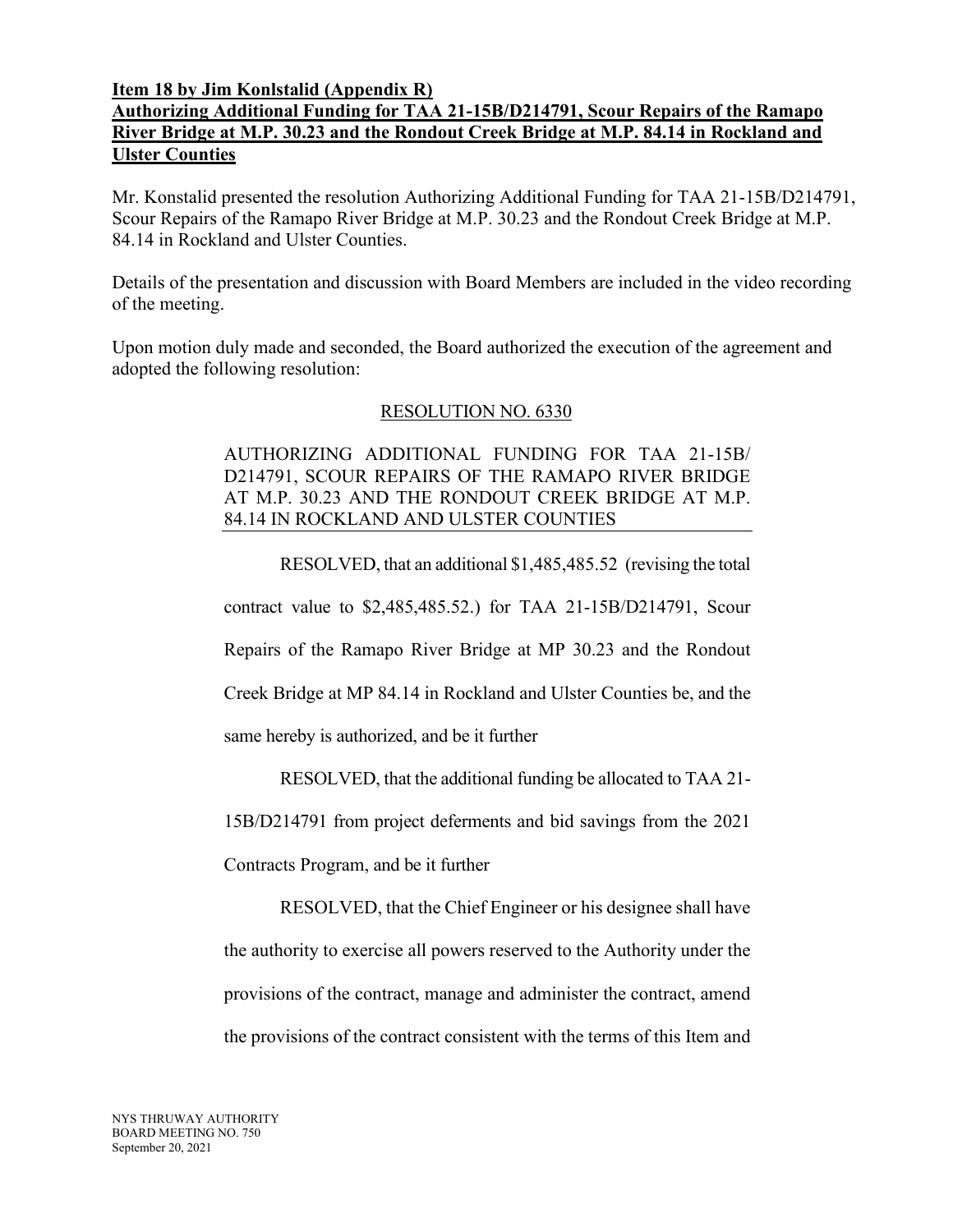**Item 18 by Jim Konlstalid (Appendix R)**
**Authorizing Additional Funding for TAA 21-15B/D214791, Scour Repairs of the Ramapo River Bridge at M.P. 30.23 and the Rondout Creek Bridge at M.P. 84.14 in Rockland and Ulster Counties**

Mr. Konstalid presented the resolution Authorizing Additional Funding for TAA 21-15B/D214791, Scour Repairs of the Ramapo River Bridge at M.P. 30.23 and the Rondout Creek Bridge at M.P. 84.14 in Rockland and Ulster Counties.

Details of the presentation and discussion with Board Members are included in the video recording of the meeting.

Upon motion duly made and seconded, the Board authorized the execution of the agreement and adopted the following resolution:

RESOLUTION NO. 6330

AUTHORIZING ADDITIONAL FUNDING FOR TAA 21-15B/ D214791, SCOUR REPAIRS OF THE RAMAPO RIVER BRIDGE AT M.P. 30.23 AND THE RONDOUT CREEK BRIDGE AT M.P. 84.14 IN ROCKLAND AND ULSTER COUNTIES

RESOLVED, that an additional $1,485,485.52 (revising the total contract value to $2,485,485.52.) for TAA 21-15B/D214791, Scour Repairs of the Ramapo River Bridge at MP 30.23 and the Rondout Creek Bridge at MP 84.14 in Rockland and Ulster Counties be, and the same hereby is authorized, and be it further

RESOLVED, that the additional funding be allocated to TAA 21-15B/D214791 from project deferments and bid savings from the 2021 Contracts Program, and be it further

RESOLVED, that the Chief Engineer or his designee shall have the authority to exercise all powers reserved to the Authority under the provisions of the contract, manage and administer the contract, amend the provisions of the contract consistent with the terms of this Item and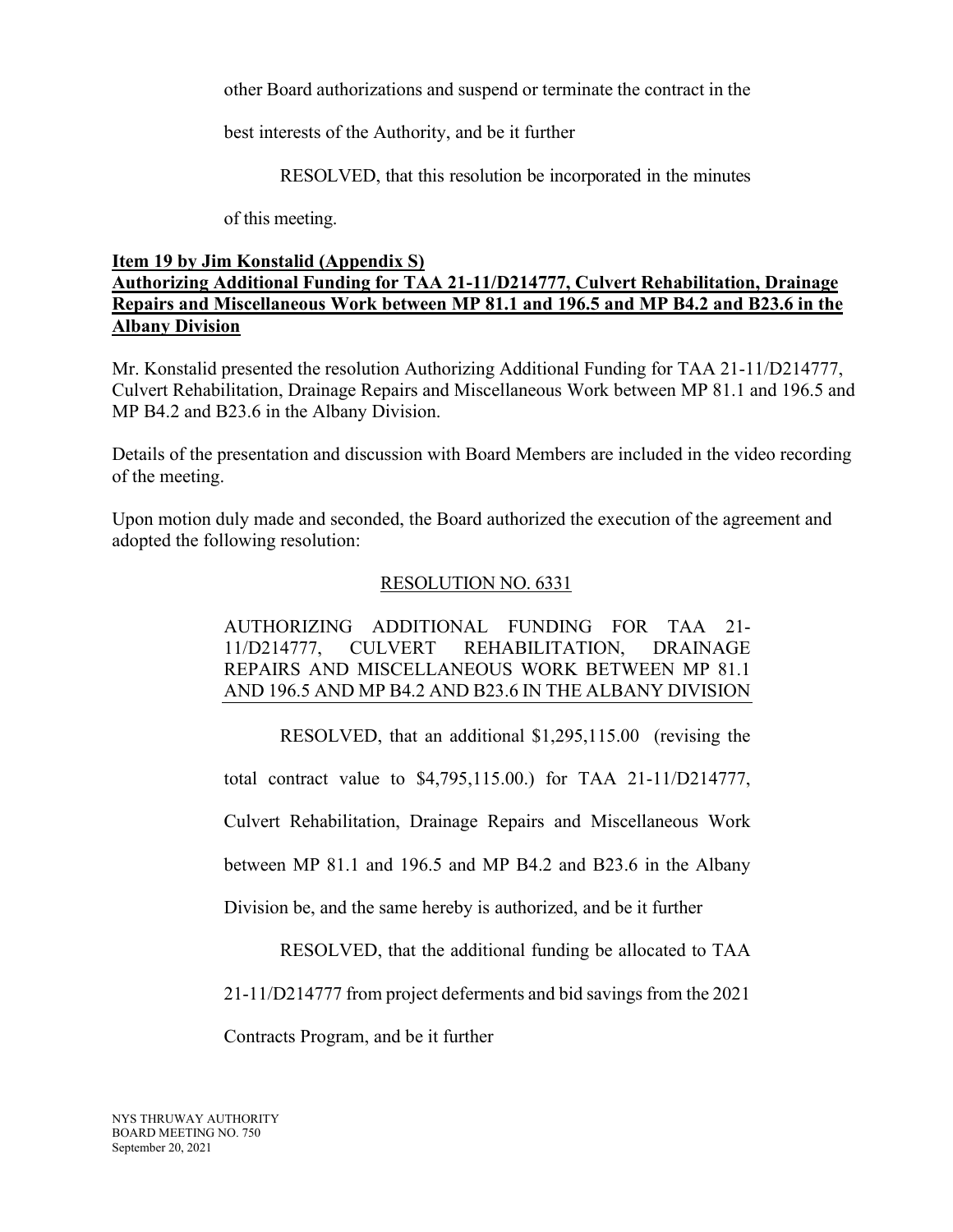other Board authorizations and suspend or terminate the contract in the best interests of the Authority, and be it further

RESOLVED, that this resolution be incorporated in the minutes of this meeting.

**Item 19 by Jim Konstalid (Appendix S)**
**Authorizing Additional Funding for TAA 21-11/D214777, Culvert Rehabilitation, Drainage Repairs and Miscellaneous Work between MP 81.1 and 196.5 and MP B4.2 and B23.6 in the Albany Division**

Mr. Konstalid presented the resolution Authorizing Additional Funding for TAA 21-11/D214777, Culvert Rehabilitation, Drainage Repairs and Miscellaneous Work between MP 81.1 and 196.5 and MP B4.2 and B23.6 in the Albany Division.

Details of the presentation and discussion with Board Members are included in the video recording of the meeting.

Upon motion duly made and seconded, the Board authorized the execution of the agreement and adopted the following resolution:

RESOLUTION NO. 6331

AUTHORIZING ADDITIONAL FUNDING FOR TAA 21-11/D214777, CULVERT REHABILITATION, DRAINAGE REPAIRS AND MISCELLANEOUS WORK BETWEEN MP 81.1 AND 196.5 AND MP B4.2 AND B23.6 IN THE ALBANY DIVISION

RESOLVED, that an additional $1,295,115.00 (revising the total contract value to $4,795,115.00.) for TAA 21-11/D214777, Culvert Rehabilitation, Drainage Repairs and Miscellaneous Work between MP 81.1 and 196.5 and MP B4.2 and B23.6 in the Albany Division be, and the same hereby is authorized, and be it further

RESOLVED, that the additional funding be allocated to TAA 21-11/D214777 from project deferments and bid savings from the 2021 Contracts Program, and be it further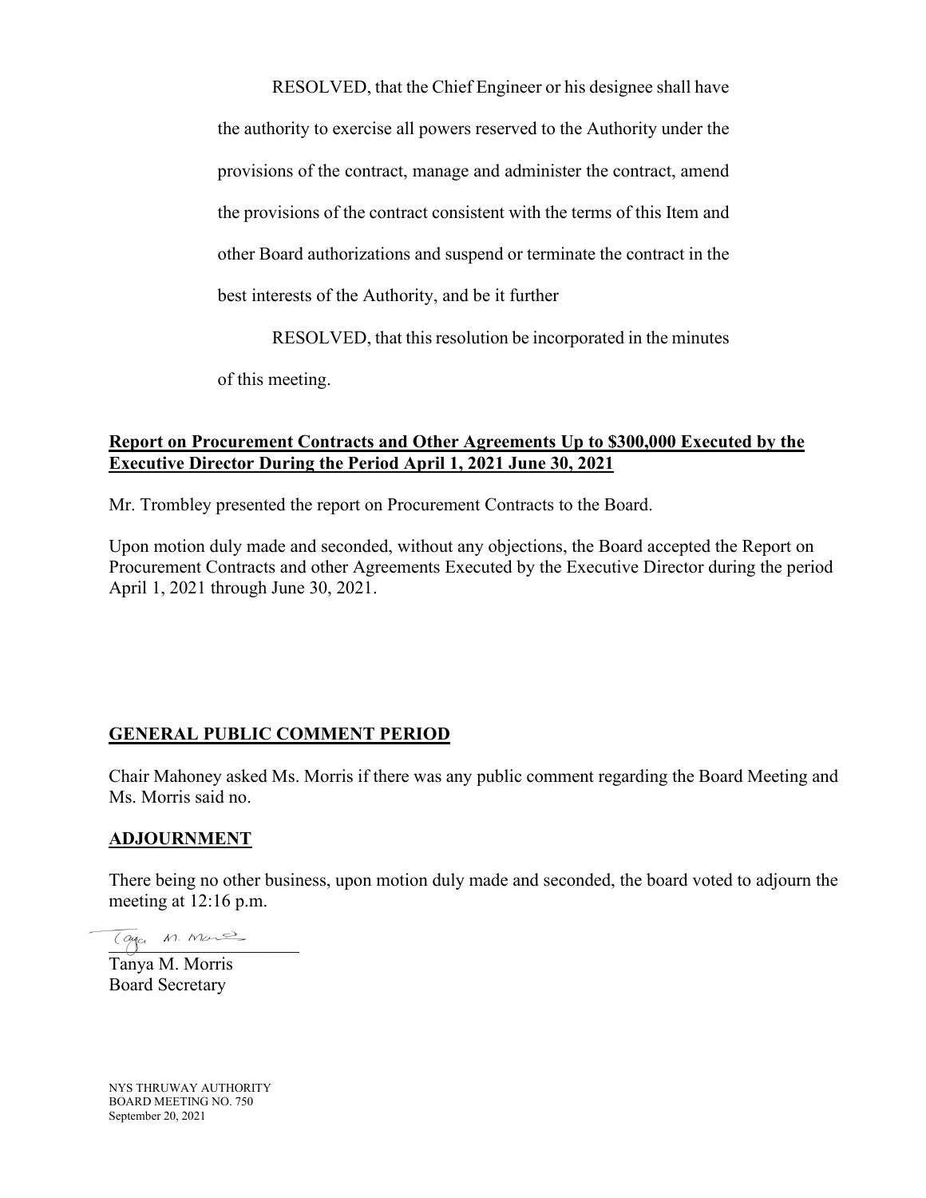RESOLVED, that the Chief Engineer or his designee shall have the authority to exercise all powers reserved to the Authority under the provisions of the contract, manage and administer the contract, amend the provisions of the contract consistent with the terms of this Item and other Board authorizations and suspend or terminate the contract in the best interests of the Authority, and be it further

RESOLVED, that this resolution be incorporated in the minutes of this meeting.

**Report on Procurement Contracts and Other Agreements Up to $300,000 Executed by the Executive Director During the Period April 1, 2021 June 30, 2021**

Mr. Trombley presented the report on Procurement Contracts to the Board.

Upon motion duly made and seconded, without any objections, the Board accepted the Report on Procurement Contracts and other Agreements Executed by the Executive Director during the period April 1, 2021 through June 30, 2021.

**GENERAL PUBLIC COMMENT PERIOD**

Chair Mahoney asked Ms. Morris if there was any public comment regarding the Board Meeting and Ms. Morris said no.

**ADJOURNMENT**

There being no other business, upon motion duly made and seconded, the board voted to adjourn the meeting at 12:16 p.m.

Tanya M. Morris
Board Secretary

NYS THRUWAY AUTHORITY
BOARD MEETING NO. 750
September 20, 2021